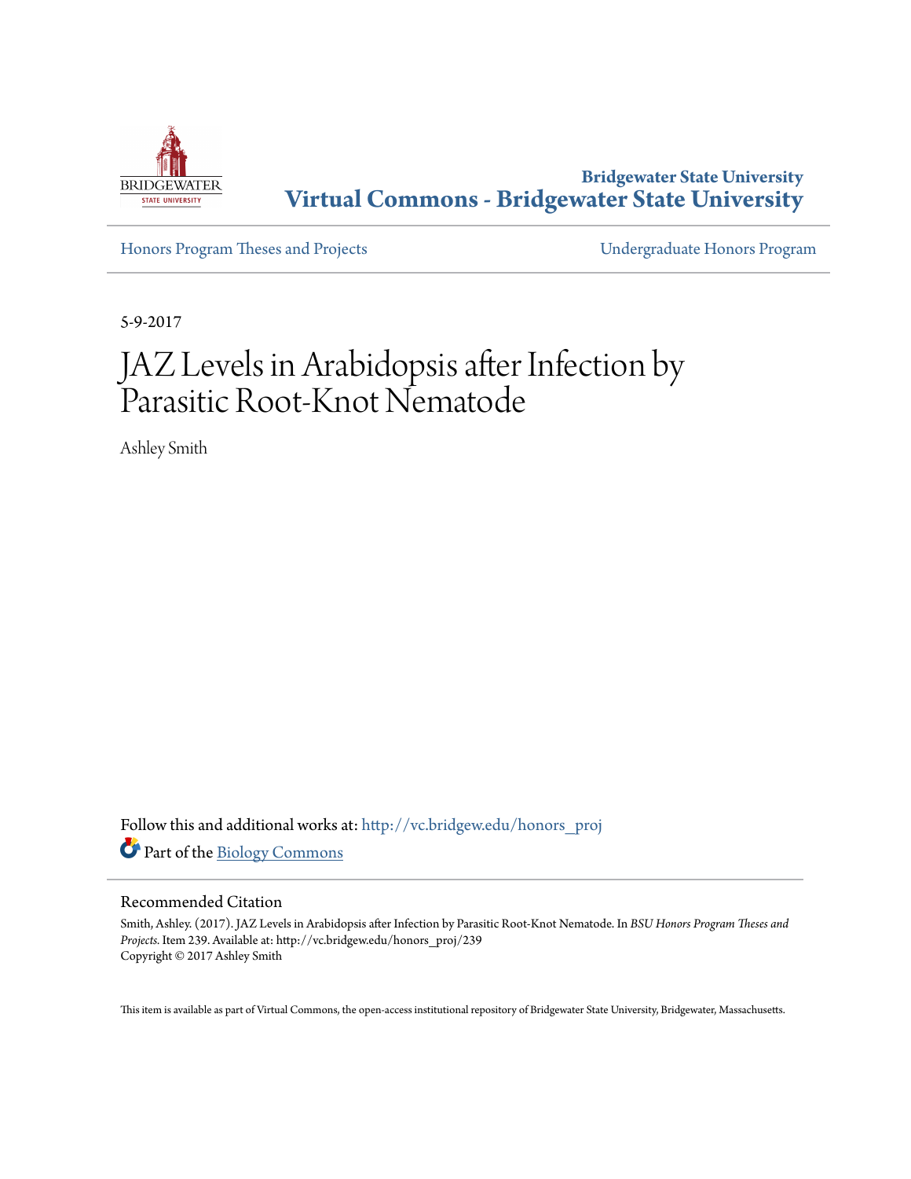Bridgewater State University

**Virtual Commons - Bridgewater State University**

Honors Program Theses and Projects — Undergraduate Honors Program

5-9-2017

# JAZ Levels in Arabidopsis after Infection by Parasitic Root-Knot Nematode

Ashley Smith

Follow this and additional works at: http://vc.bridgew.edu/honors_proj

Part of the Biology Commons

## Recommended Citation

Smith, Ashley. (2017). JAZ Levels in Arabidopsis after Infection by Parasitic Root-Knot Nematode. In *BSU Honors Program Theses and Projects.* Item 239. Available at: http://vc.bridgew.edu/honors_proj/239
Copyright © 2017 Ashley Smith

This item is available as part of Virtual Commons, the open-access institutional repository of Bridgewater State University, Bridgewater, Massachusetts.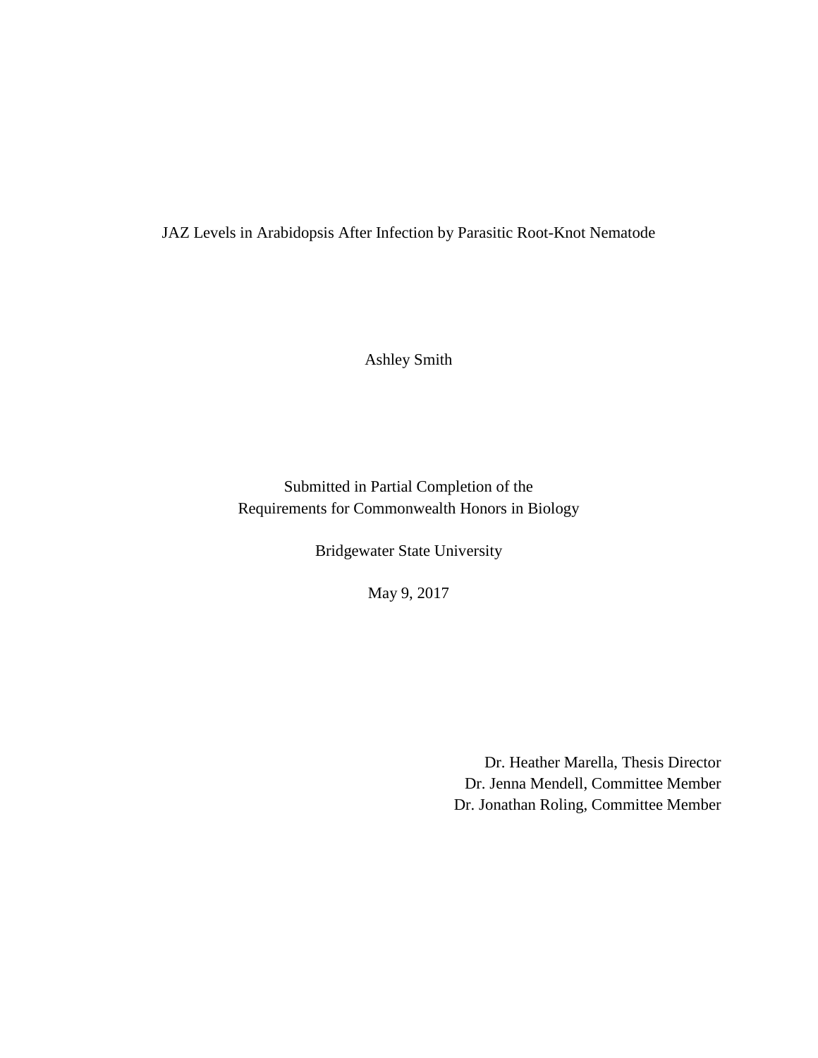# JAZ Levels in Arabidopsis After Infection by Parasitic Root-Knot Nematode

Ashley Smith

Submitted in Partial Completion of the
Requirements for Commonwealth Honors in Biology

Bridgewater State University

May 9, 2017

Dr. Heather Marella, Thesis Director
Dr. Jenna Mendell, Committee Member
Dr. Jonathan Roling, Committee Member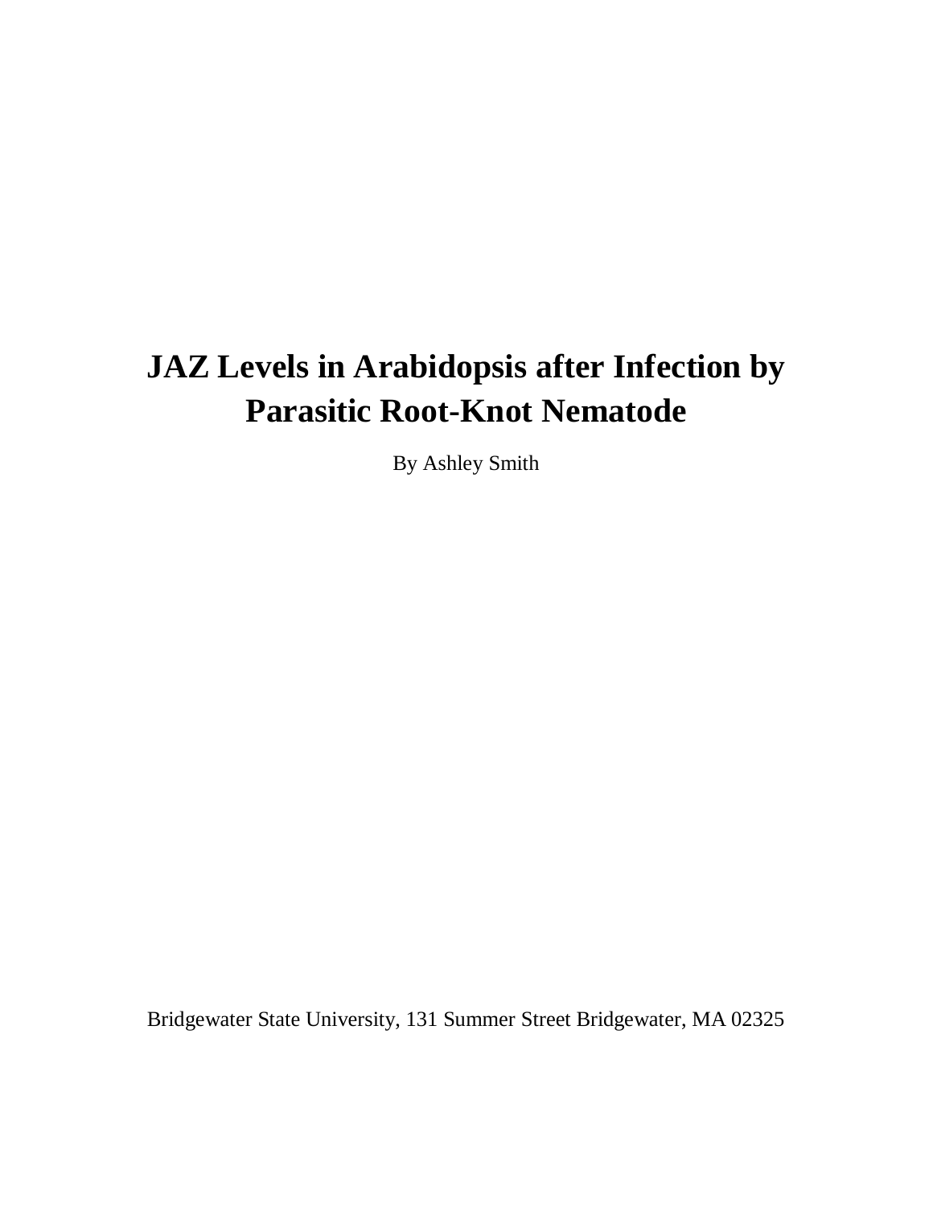# JAZ Levels in Arabidopsis after Infection by Parasitic Root-Knot Nematode

By Ashley Smith

Bridgewater State University, 131 Summer Street Bridgewater, MA 02325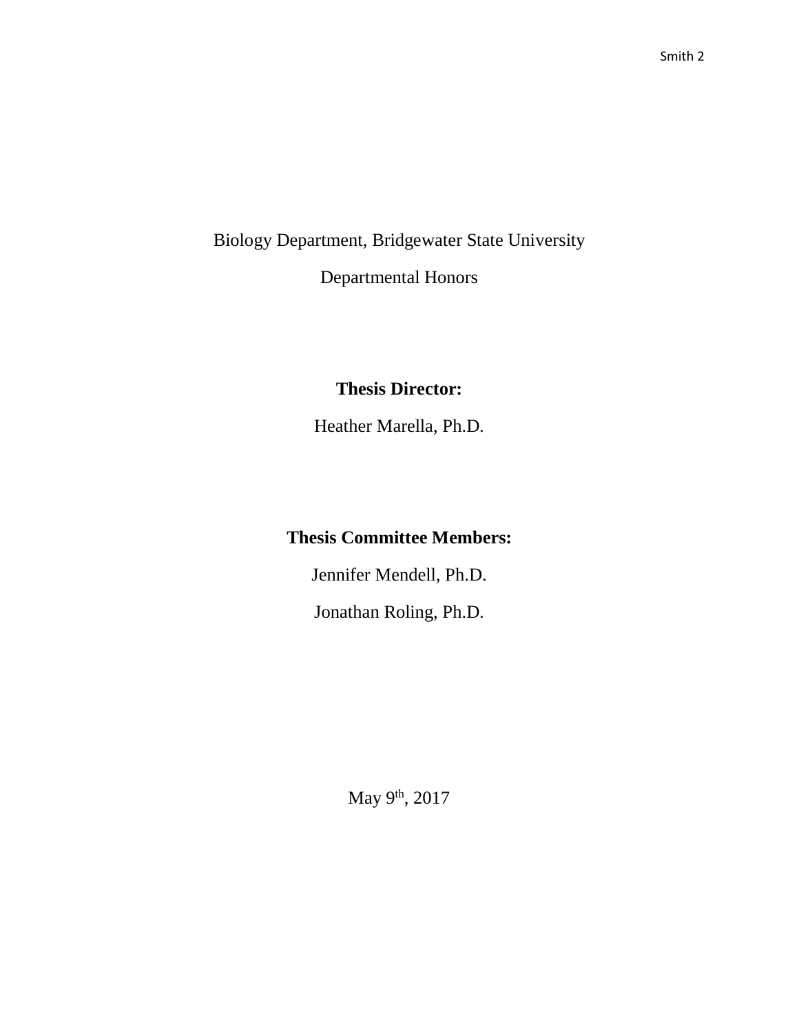Biology Department, Bridgewater State University

Departmental Honors

**Thesis Director:**

Heather Marella, Ph.D.

**Thesis Committee Members:**

Jennifer Mendell, Ph.D.

Jonathan Roling, Ph.D.

May 9th, 2017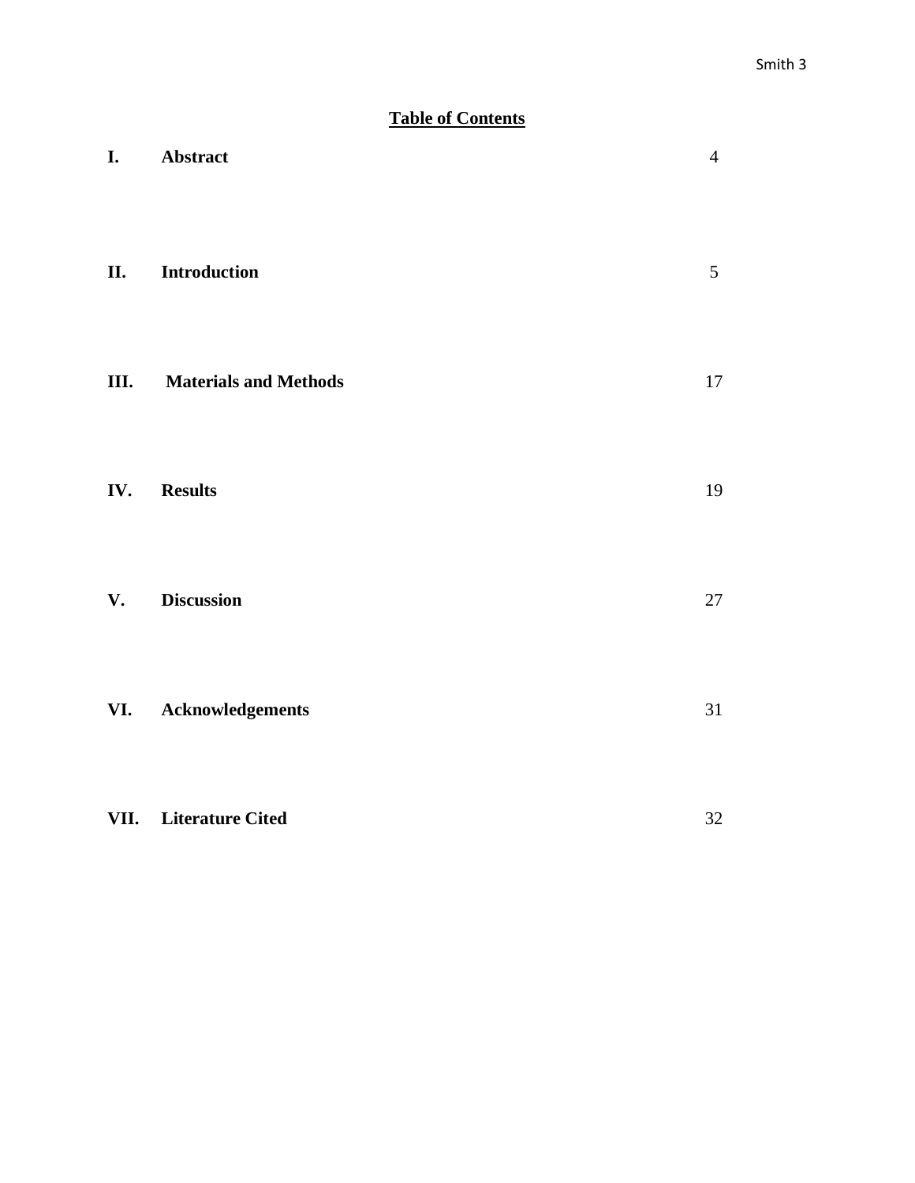## Table of Contents

| | | |
|---|---|---|
| **I.** | **Abstract** | 4 |
| **II.** | **Introduction** | 5 |
| **III.** | **Materials and Methods** | 17 |
| **IV.** | **Results** | 19 |
| **V.** | **Discussion** | 27 |
| **VI.** | **Acknowledgements** | 31 |
| **VII.** | **Literature Cited** | 32 |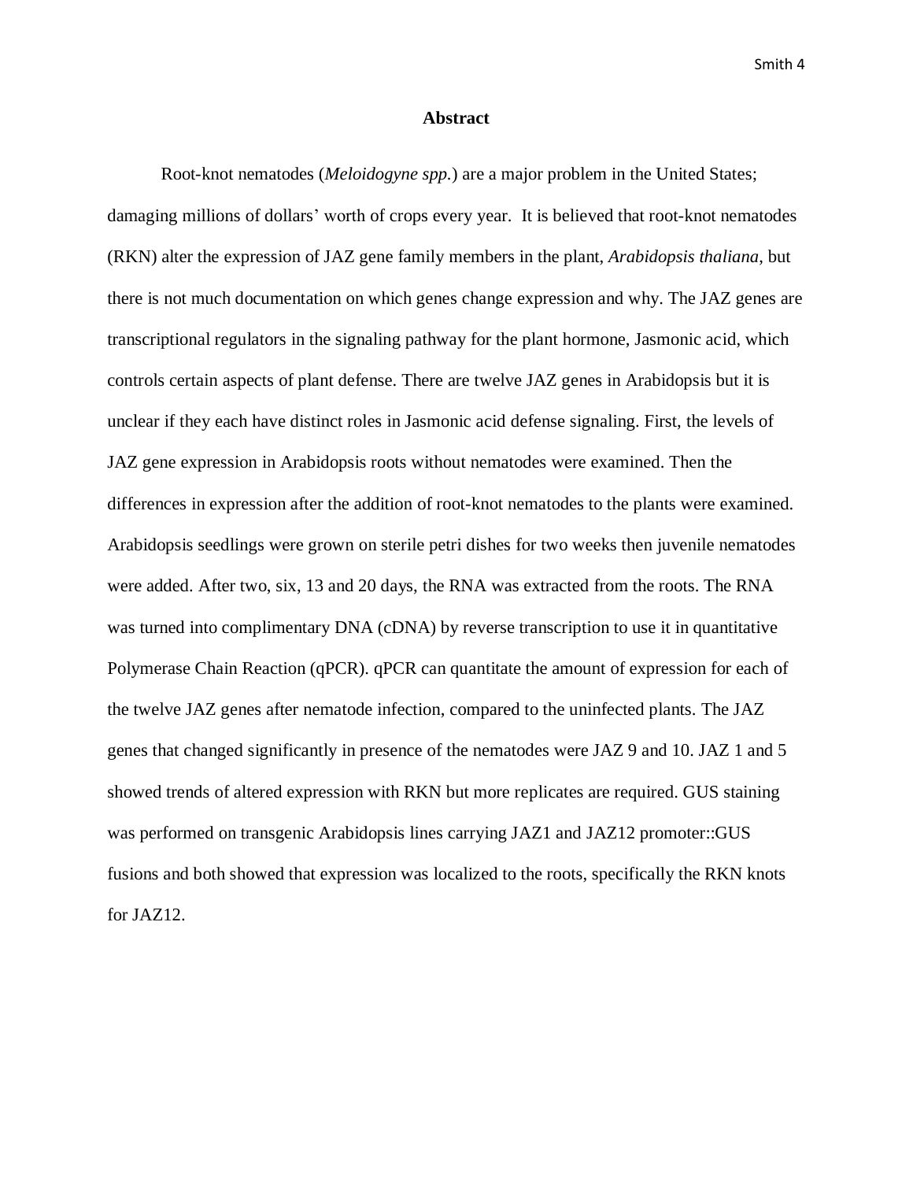# Abstract

Root-knot nematodes (*Meloidogyne spp.*) are a major problem in the United States; damaging millions of dollars' worth of crops every year. It is believed that root-knot nematodes (RKN) alter the expression of JAZ gene family members in the plant, *Arabidopsis thaliana*, but there is not much documentation on which genes change expression and why. The JAZ genes are transcriptional regulators in the signaling pathway for the plant hormone, Jasmonic acid, which controls certain aspects of plant defense. There are twelve JAZ genes in Arabidopsis but it is unclear if they each have distinct roles in Jasmonic acid defense signaling. First, the levels of JAZ gene expression in Arabidopsis roots without nematodes were examined. Then the differences in expression after the addition of root-knot nematodes to the plants were examined. Arabidopsis seedlings were grown on sterile petri dishes for two weeks then juvenile nematodes were added. After two, six, 13 and 20 days, the RNA was extracted from the roots. The RNA was turned into complimentary DNA (cDNA) by reverse transcription to use it in quantitative Polymerase Chain Reaction (qPCR). qPCR can quantitate the amount of expression for each of the twelve JAZ genes after nematode infection, compared to the uninfected plants. The JAZ genes that changed significantly in presence of the nematodes were JAZ 9 and 10. JAZ 1 and 5 showed trends of altered expression with RKN but more replicates are required. GUS staining was performed on transgenic Arabidopsis lines carrying JAZ1 and JAZ12 promoter::GUS fusions and both showed that expression was localized to the roots, specifically the RKN knots for JAZ12.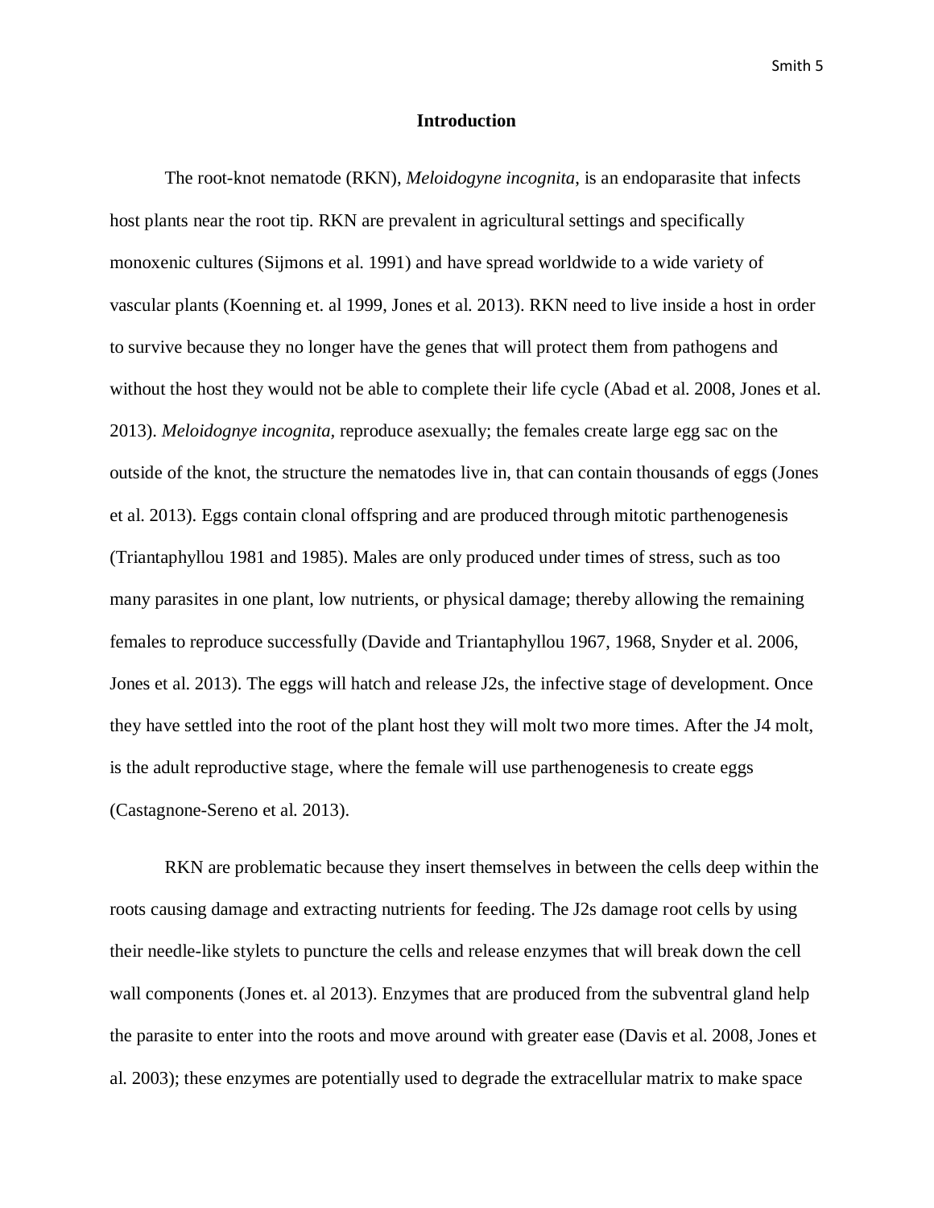## Introduction

The root-knot nematode (RKN), *Meloidogyne incognita*, is an endoparasite that infects host plants near the root tip. RKN are prevalent in agricultural settings and specifically monoxenic cultures (Sijmons et al. 1991) and have spread worldwide to a wide variety of vascular plants (Koenning et. al 1999, Jones et al. 2013). RKN need to live inside a host in order to survive because they no longer have the genes that will protect them from pathogens and without the host they would not be able to complete their life cycle (Abad et al. 2008, Jones et al. 2013). *Meloidognye incognita,* reproduce asexually; the females create large egg sac on the outside of the knot, the structure the nematodes live in, that can contain thousands of eggs (Jones et al. 2013). Eggs contain clonal offspring and are produced through mitotic parthenogenesis (Triantaphyllou 1981 and 1985). Males are only produced under times of stress, such as too many parasites in one plant, low nutrients, or physical damage; thereby allowing the remaining females to reproduce successfully (Davide and Triantaphyllou 1967, 1968, Snyder et al. 2006, Jones et al. 2013). The eggs will hatch and release J2s, the infective stage of development. Once they have settled into the root of the plant host they will molt two more times. After the J4 molt, is the adult reproductive stage, where the female will use parthenogenesis to create eggs (Castagnone-Sereno et al. 2013).

RKN are problematic because they insert themselves in between the cells deep within the roots causing damage and extracting nutrients for feeding. The J2s damage root cells by using their needle-like stylets to puncture the cells and release enzymes that will break down the cell wall components (Jones et. al 2013). Enzymes that are produced from the subventral gland help the parasite to enter into the roots and move around with greater ease (Davis et al. 2008, Jones et al. 2003); these enzymes are potentially used to degrade the extracellular matrix to make space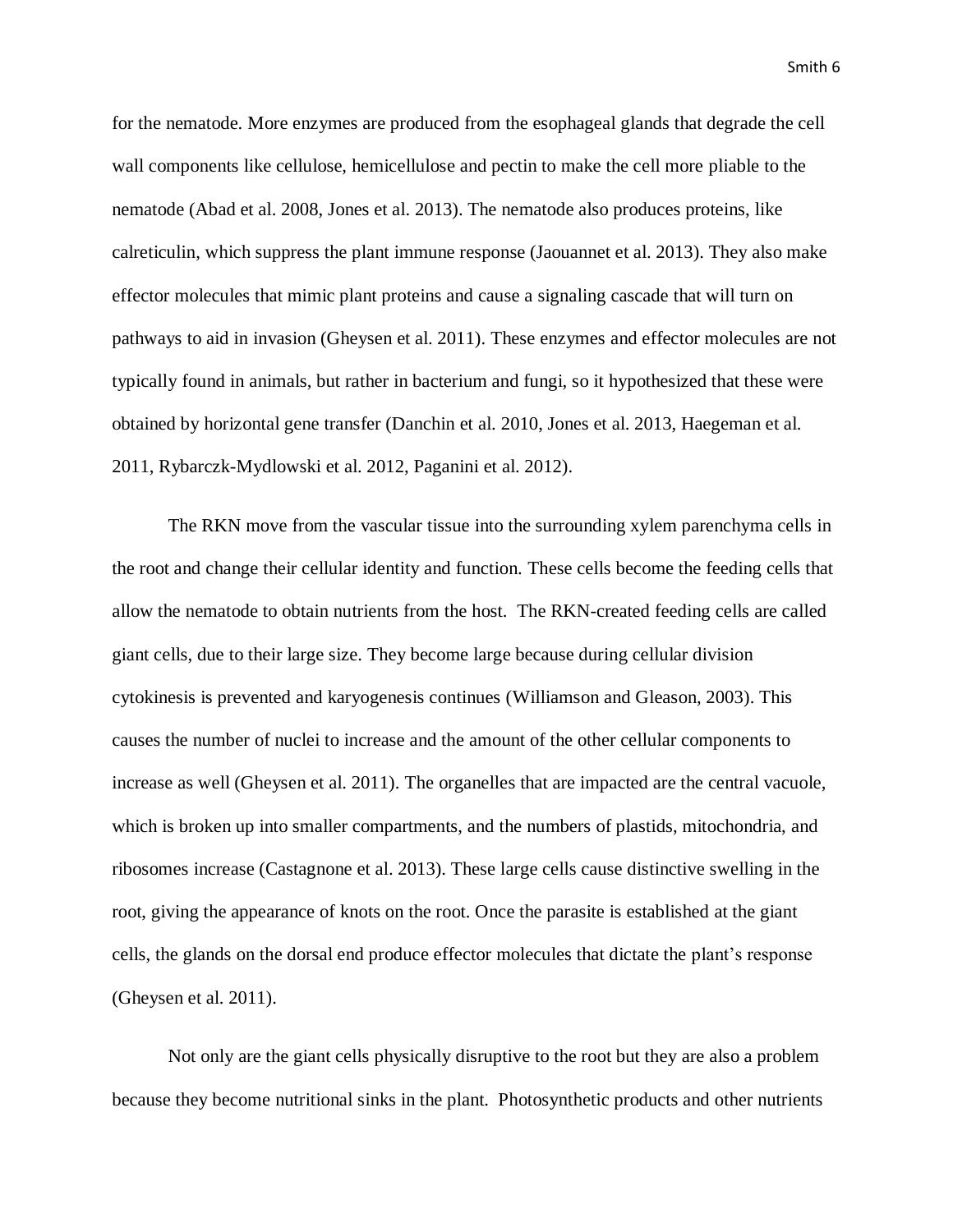for the nematode. More enzymes are produced from the esophageal glands that degrade the cell wall components like cellulose, hemicellulose and pectin to make the cell more pliable to the nematode (Abad et al. 2008, Jones et al. 2013). The nematode also produces proteins, like calreticulin, which suppress the plant immune response (Jaouannet et al. 2013). They also make effector molecules that mimic plant proteins and cause a signaling cascade that will turn on pathways to aid in invasion (Gheysen et al. 2011). These enzymes and effector molecules are not typically found in animals, but rather in bacterium and fungi, so it hypothesized that these were obtained by horizontal gene transfer (Danchin et al. 2010, Jones et al. 2013, Haegeman et al. 2011, Rybarczk-Mydlowski et al. 2012, Paganini et al. 2012).

The RKN move from the vascular tissue into the surrounding xylem parenchyma cells in the root and change their cellular identity and function. These cells become the feeding cells that allow the nematode to obtain nutrients from the host. The RKN-created feeding cells are called giant cells, due to their large size. They become large because during cellular division cytokinesis is prevented and karyogenesis continues (Williamson and Gleason, 2003). This causes the number of nuclei to increase and the amount of the other cellular components to increase as well (Gheysen et al. 2011). The organelles that are impacted are the central vacuole, which is broken up into smaller compartments, and the numbers of plastids, mitochondria, and ribosomes increase (Castagnone et al. 2013). These large cells cause distinctive swelling in the root, giving the appearance of knots on the root. Once the parasite is established at the giant cells, the glands on the dorsal end produce effector molecules that dictate the plant's response (Gheysen et al. 2011).

Not only are the giant cells physically disruptive to the root but they are also a problem because they become nutritional sinks in the plant. Photosynthetic products and other nutrients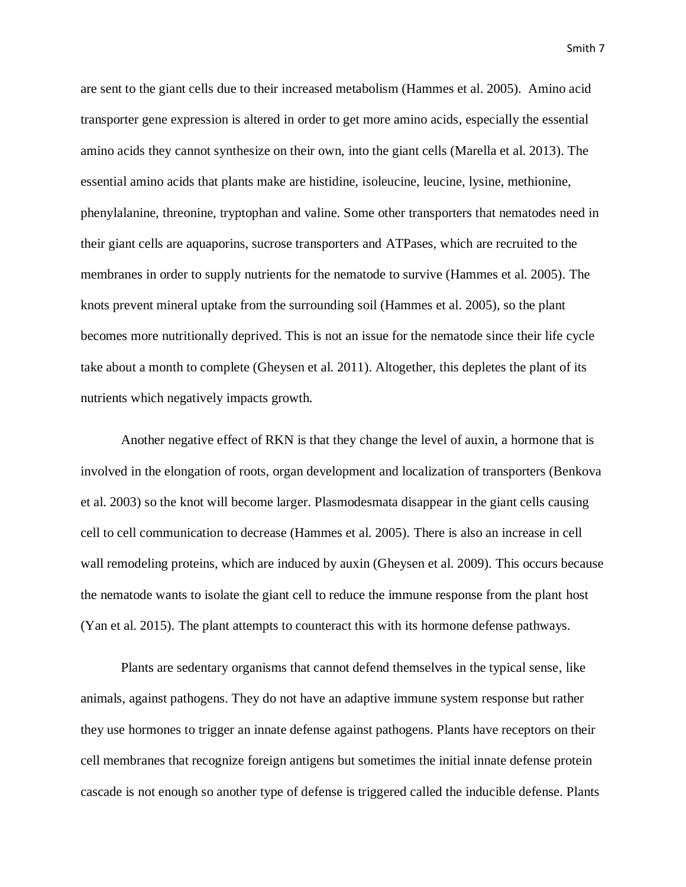are sent to the giant cells due to their increased metabolism (Hammes et al. 2005). Amino acid transporter gene expression is altered in order to get more amino acids, especially the essential amino acids they cannot synthesize on their own, into the giant cells (Marella et al. 2013). The essential amino acids that plants make are histidine, isoleucine, leucine, lysine, methionine, phenylalanine, threonine, tryptophan and valine. Some other transporters that nematodes need in their giant cells are aquaporins, sucrose transporters and ATPases, which are recruited to the membranes in order to supply nutrients for the nematode to survive (Hammes et al. 2005). The knots prevent mineral uptake from the surrounding soil (Hammes et al. 2005), so the plant becomes more nutritionally deprived. This is not an issue for the nematode since their life cycle take about a month to complete (Gheysen et al. 2011). Altogether, this depletes the plant of its nutrients which negatively impacts growth.

Another negative effect of RKN is that they change the level of auxin, a hormone that is involved in the elongation of roots, organ development and localization of transporters (Benkova et al. 2003) so the knot will become larger. Plasmodesmata disappear in the giant cells causing cell to cell communication to decrease (Hammes et al. 2005). There is also an increase in cell wall remodeling proteins, which are induced by auxin (Gheysen et al. 2009). This occurs because the nematode wants to isolate the giant cell to reduce the immune response from the plant host (Yan et al. 2015). The plant attempts to counteract this with its hormone defense pathways.

Plants are sedentary organisms that cannot defend themselves in the typical sense, like animals, against pathogens. They do not have an adaptive immune system response but rather they use hormones to trigger an innate defense against pathogens. Plants have receptors on their cell membranes that recognize foreign antigens but sometimes the initial innate defense protein cascade is not enough so another type of defense is triggered called the inducible defense. Plants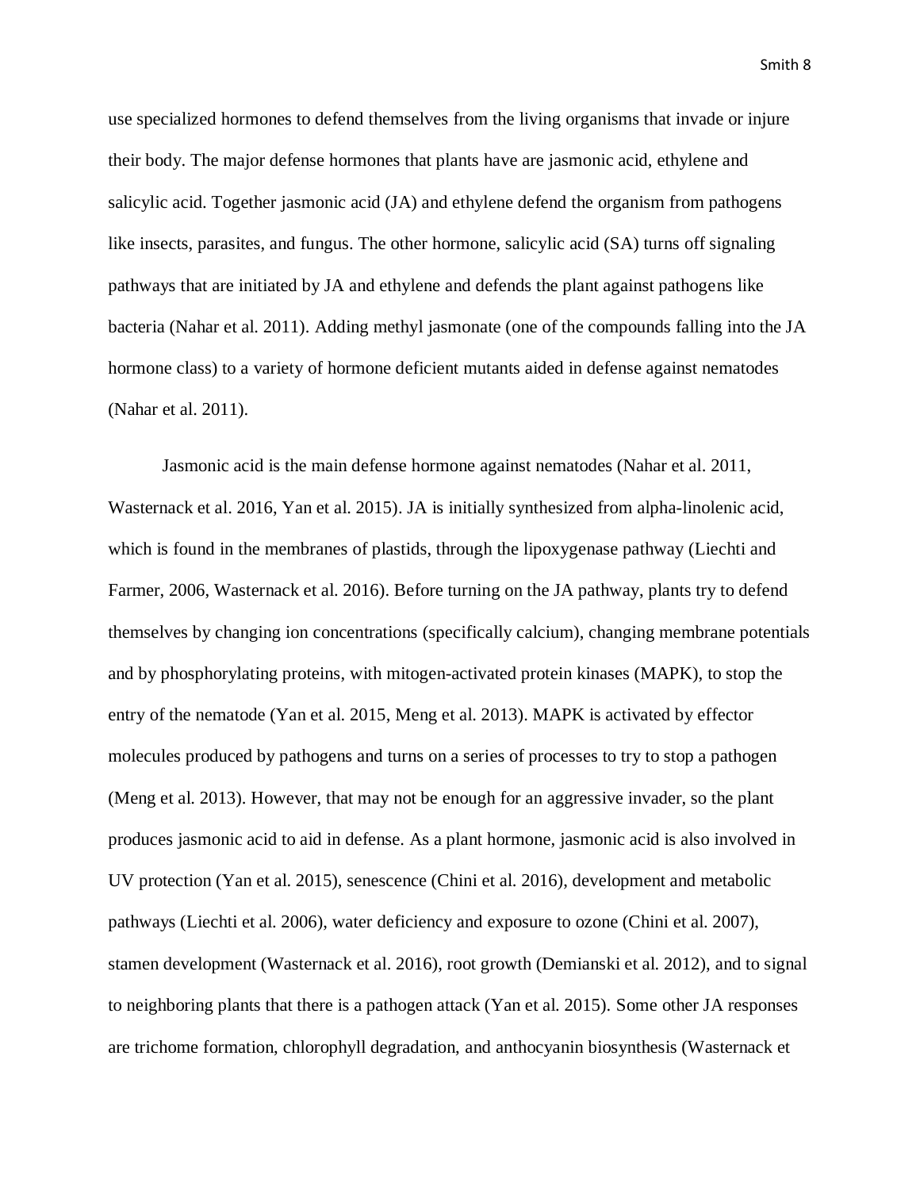use specialized hormones to defend themselves from the living organisms that invade or injure their body. The major defense hormones that plants have are jasmonic acid, ethylene and salicylic acid. Together jasmonic acid (JA) and ethylene defend the organism from pathogens like insects, parasites, and fungus. The other hormone, salicylic acid (SA) turns off signaling pathways that are initiated by JA and ethylene and defends the plant against pathogens like bacteria (Nahar et al. 2011). Adding methyl jasmonate (one of the compounds falling into the JA hormone class) to a variety of hormone deficient mutants aided in defense against nematodes (Nahar et al. 2011).

Jasmonic acid is the main defense hormone against nematodes (Nahar et al. 2011, Wasternack et al. 2016, Yan et al. 2015). JA is initially synthesized from alpha-linolenic acid, which is found in the membranes of plastids, through the lipoxygenase pathway (Liechti and Farmer, 2006, Wasternack et al. 2016). Before turning on the JA pathway, plants try to defend themselves by changing ion concentrations (specifically calcium), changing membrane potentials and by phosphorylating proteins, with mitogen-activated protein kinases (MAPK), to stop the entry of the nematode (Yan et al. 2015, Meng et al. 2013). MAPK is activated by effector molecules produced by pathogens and turns on a series of processes to try to stop a pathogen (Meng et al. 2013). However, that may not be enough for an aggressive invader, so the plant produces jasmonic acid to aid in defense. As a plant hormone, jasmonic acid is also involved in UV protection (Yan et al. 2015), senescence (Chini et al. 2016), development and metabolic pathways (Liechti et al. 2006), water deficiency and exposure to ozone (Chini et al. 2007), stamen development (Wasternack et al. 2016), root growth (Demianski et al. 2012), and to signal to neighboring plants that there is a pathogen attack (Yan et al. 2015). Some other JA responses are trichome formation, chlorophyll degradation, and anthocyanin biosynthesis (Wasternack et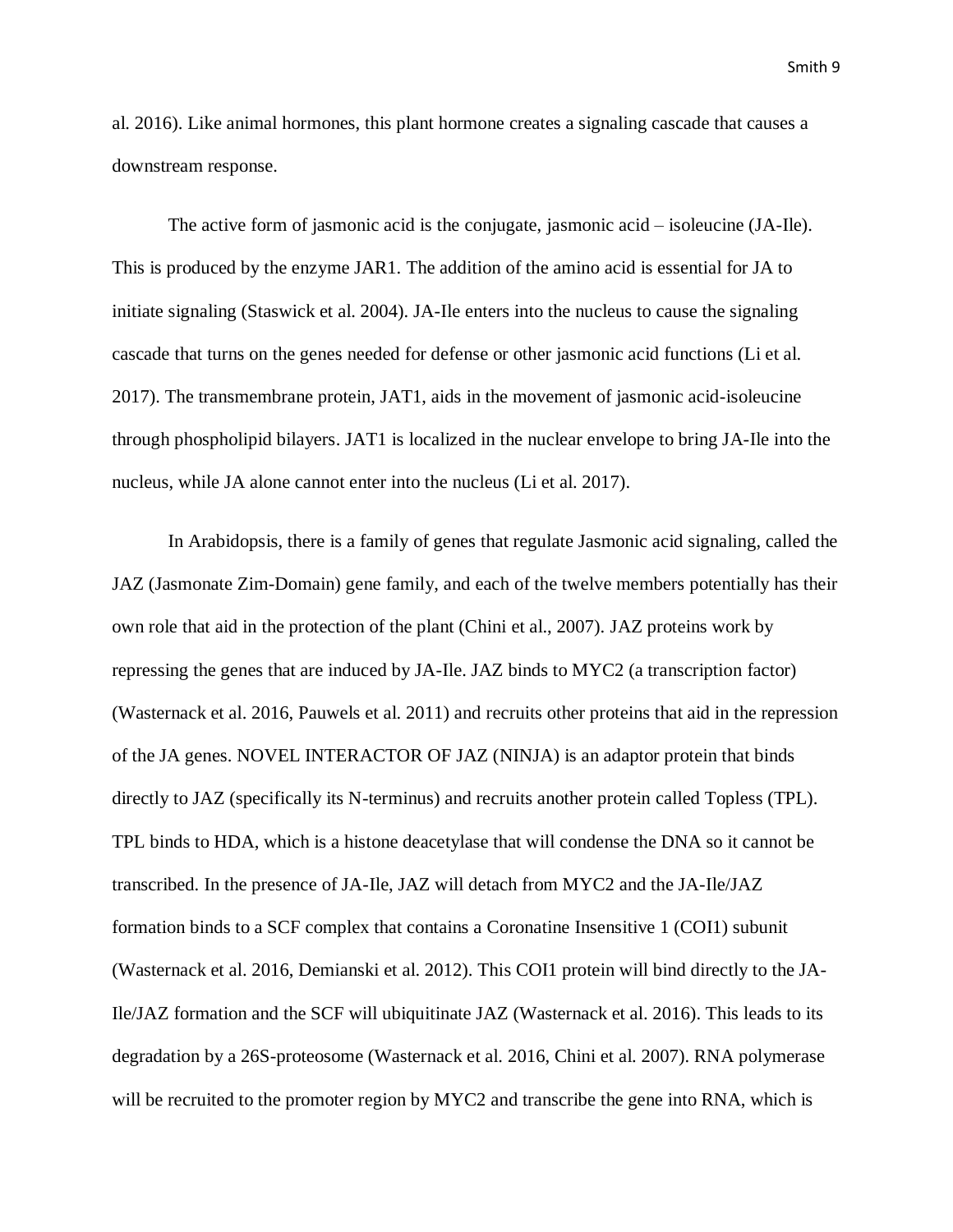al. 2016). Like animal hormones, this plant hormone creates a signaling cascade that causes a downstream response.

The active form of jasmonic acid is the conjugate, jasmonic acid – isoleucine (JA-Ile). This is produced by the enzyme JAR1. The addition of the amino acid is essential for JA to initiate signaling (Staswick et al. 2004). JA-Ile enters into the nucleus to cause the signaling cascade that turns on the genes needed for defense or other jasmonic acid functions (Li et al. 2017). The transmembrane protein, JAT1, aids in the movement of jasmonic acid-isoleucine through phospholipid bilayers. JAT1 is localized in the nuclear envelope to bring JA-Ile into the nucleus, while JA alone cannot enter into the nucleus (Li et al. 2017).

In Arabidopsis, there is a family of genes that regulate Jasmonic acid signaling, called the JAZ (Jasmonate Zim-Domain) gene family, and each of the twelve members potentially has their own role that aid in the protection of the plant (Chini et al., 2007). JAZ proteins work by repressing the genes that are induced by JA-Ile. JAZ binds to MYC2 (a transcription factor) (Wasternack et al. 2016, Pauwels et al. 2011) and recruits other proteins that aid in the repression of the JA genes. NOVEL INTERACTOR OF JAZ (NINJA) is an adaptor protein that binds directly to JAZ (specifically its N-terminus) and recruits another protein called Topless (TPL). TPL binds to HDA, which is a histone deacetylase that will condense the DNA so it cannot be transcribed. In the presence of JA-Ile, JAZ will detach from MYC2 and the JA-Ile/JAZ formation binds to a SCF complex that contains a Coronatine Insensitive 1 (COI1) subunit (Wasternack et al. 2016, Demianski et al. 2012). This COI1 protein will bind directly to the JA-Ile/JAZ formation and the SCF will ubiquitinate JAZ (Wasternack et al. 2016). This leads to its degradation by a 26S-proteosome (Wasternack et al. 2016, Chini et al. 2007). RNA polymerase will be recruited to the promoter region by MYC2 and transcribe the gene into RNA, which is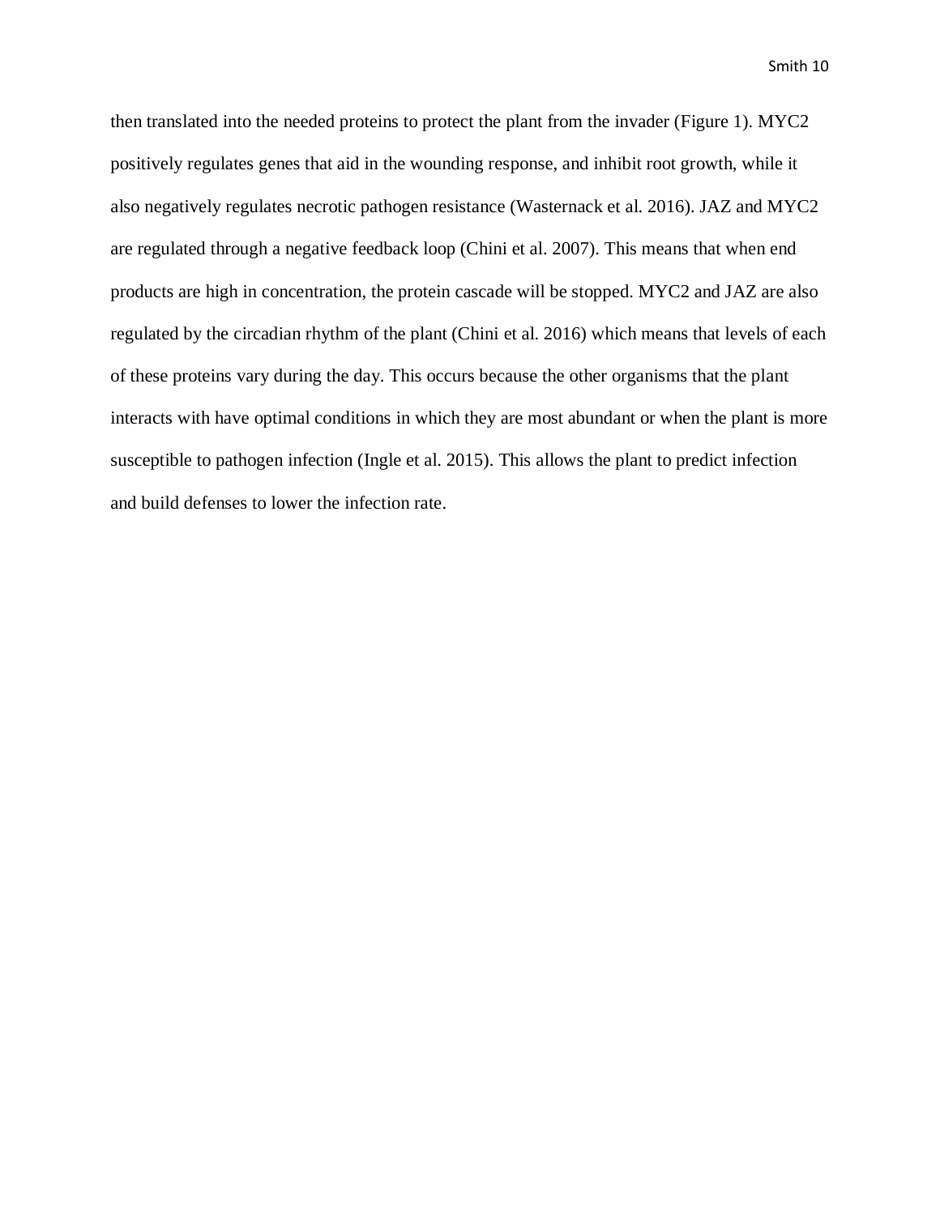then translated into the needed proteins to protect the plant from the invader (Figure 1). MYC2 positively regulates genes that aid in the wounding response, and inhibit root growth, while it also negatively regulates necrotic pathogen resistance (Wasternack et al. 2016). JAZ and MYC2 are regulated through a negative feedback loop (Chini et al. 2007). This means that when end products are high in concentration, the protein cascade will be stopped. MYC2 and JAZ are also regulated by the circadian rhythm of the plant (Chini et al. 2016) which means that levels of each of these proteins vary during the day. This occurs because the other organisms that the plant interacts with have optimal conditions in which they are most abundant or when the plant is more susceptible to pathogen infection (Ingle et al. 2015). This allows the plant to predict infection and build defenses to lower the infection rate.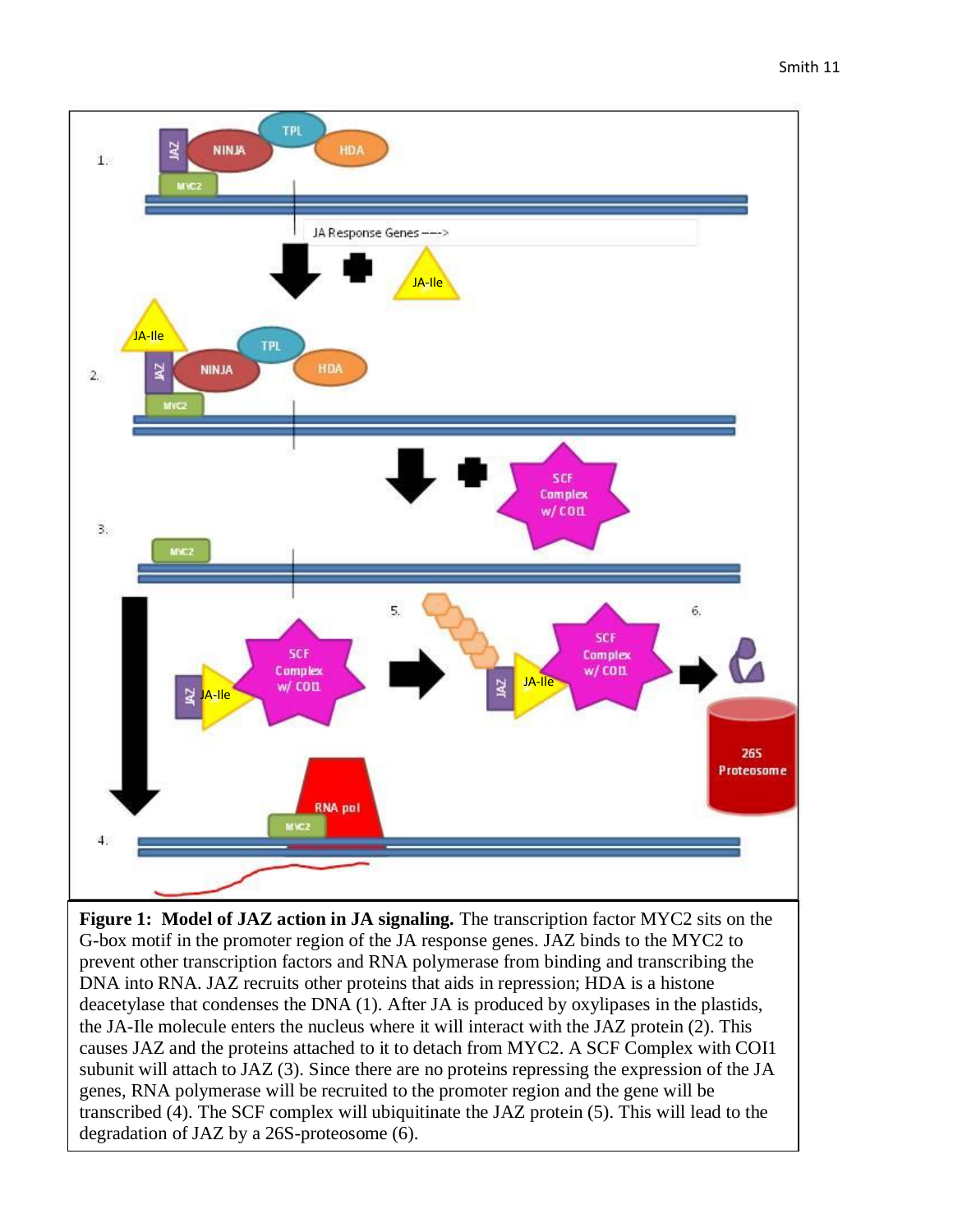**Figure 1: Model of JAZ action in JA signaling.** The transcription factor MYC2 sits on the G-box motif in the promoter region of the JA response genes. JAZ binds to the MYC2 to prevent other transcription factors and RNA polymerase from binding and transcribing the DNA into RNA. JAZ recruits other proteins that aids in repression; HDA is a histone deacetylase that condenses the DNA (1). After JA is produced by oxylipases in the plastids, the JA-Ile molecule enters the nucleus where it will interact with the JAZ protein (2). This causes JAZ and the proteins attached to it to detach from MYC2. A SCF Complex with COI1 subunit will attach to JAZ (3). Since there are no proteins repressing the expression of the JA genes, RNA polymerase will be recruited to the promoter region and the gene will be transcribed (4). The SCF complex will ubiquitinate the JAZ protein (5). This will lead to the degradation of JAZ by a 26S-proteosome (6).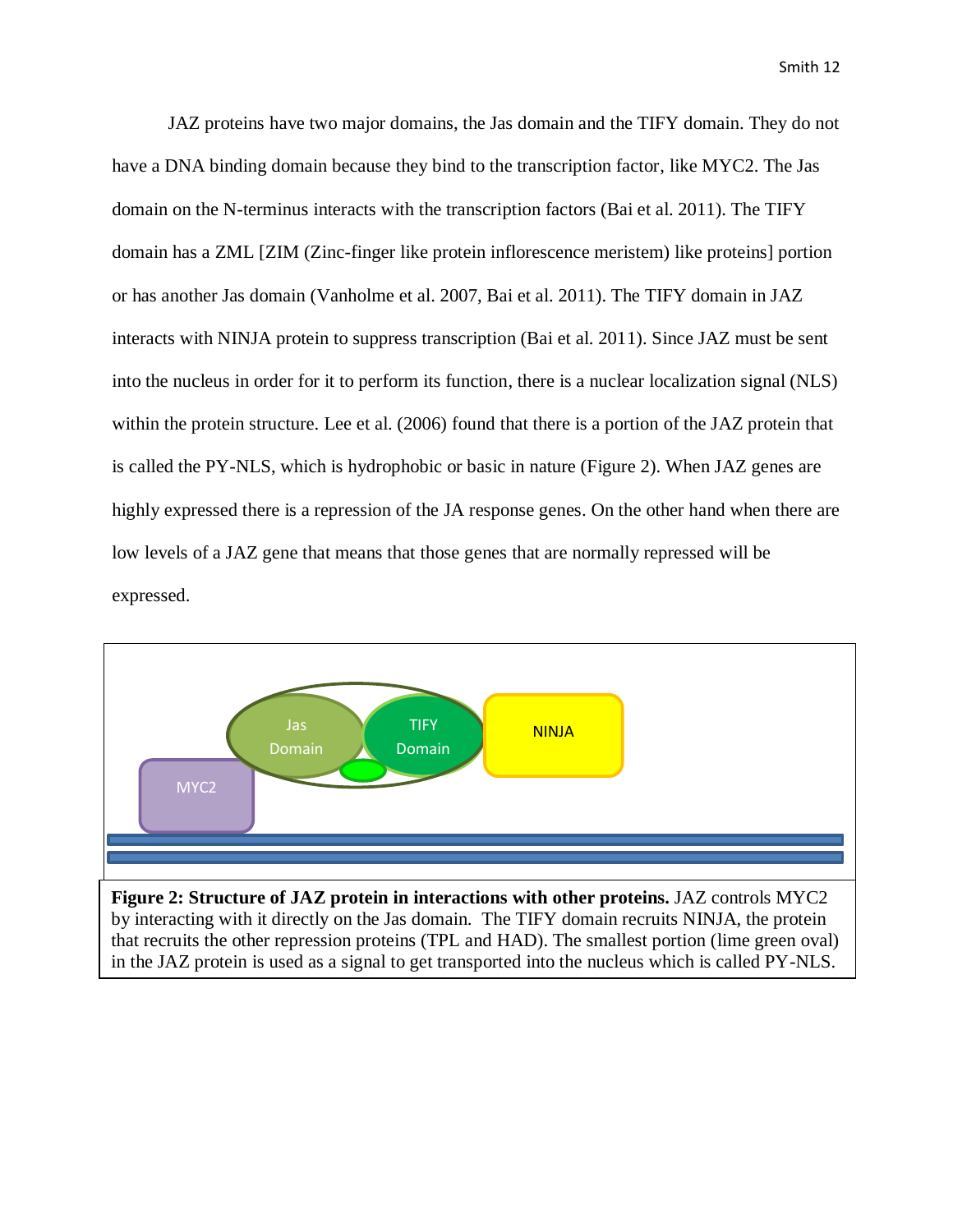JAZ proteins have two major domains, the Jas domain and the TIFY domain. They do not have a DNA binding domain because they bind to the transcription factor, like MYC2. The Jas domain on the N-terminus interacts with the transcription factors (Bai et al. 2011). The TIFY domain has a ZML [ZIM (Zinc-finger like protein inflorescence meristem) like proteins] portion or has another Jas domain (Vanholme et al. 2007, Bai et al. 2011). The TIFY domain in JAZ interacts with NINJA protein to suppress transcription (Bai et al. 2011). Since JAZ must be sent into the nucleus in order for it to perform its function, there is a nuclear localization signal (NLS) within the protein structure. Lee et al. (2006) found that there is a portion of the JAZ protein that is called the PY-NLS, which is hydrophobic or basic in nature (Figure 2). When JAZ genes are highly expressed there is a repression of the JA response genes. On the other hand when there are low levels of a JAZ gene that means that those genes that are normally repressed will be expressed.

**Figure 2: Structure of JAZ protein in interactions with other proteins.** JAZ controls MYC2 by interacting with it directly on the Jas domain. The TIFY domain recruits NINJA, the protein that recruits the other repression proteins (TPL and HAD). The smallest portion (lime green oval) in the JAZ protein is used as a signal to get transported into the nucleus which is called PY-NLS.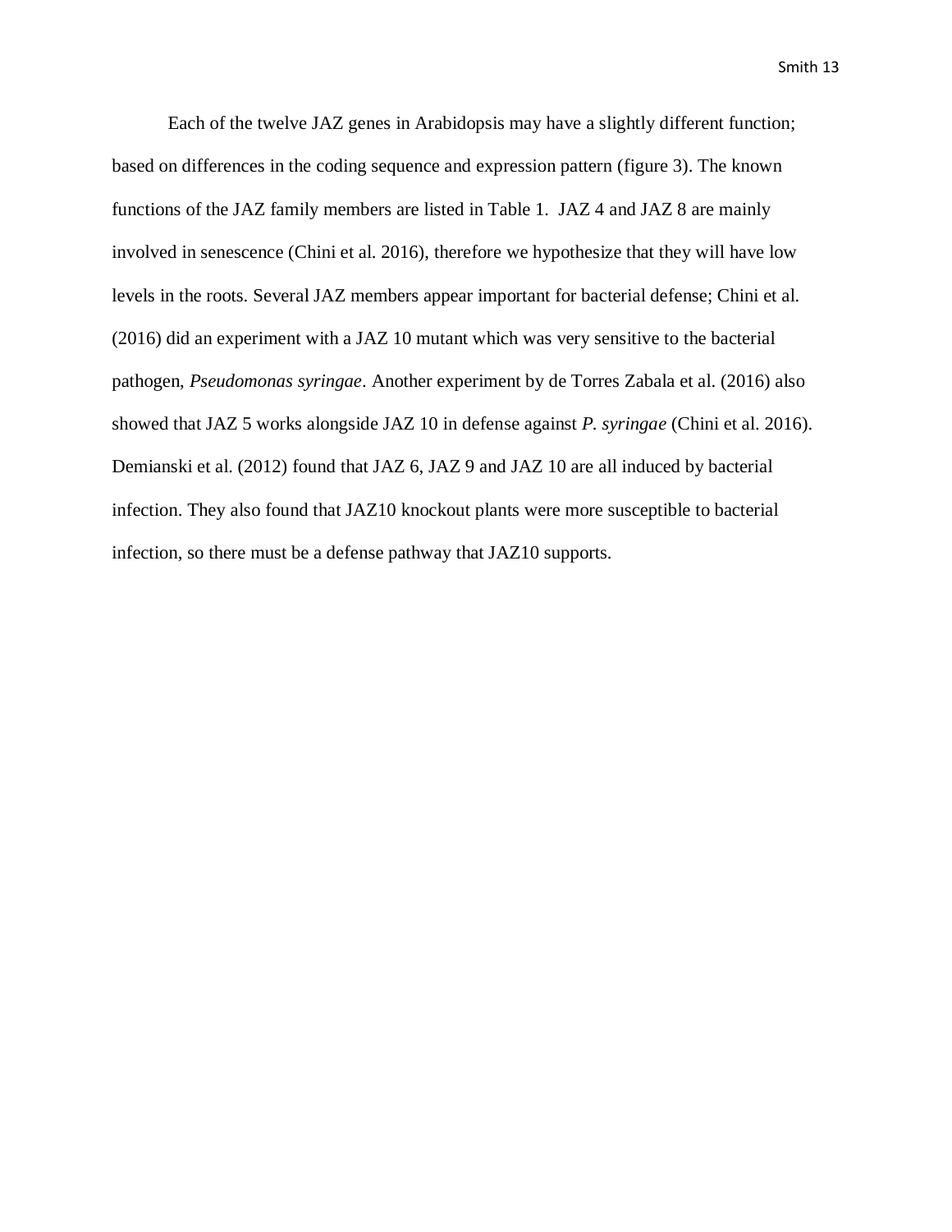Each of the twelve JAZ genes in Arabidopsis may have a slightly different function; based on differences in the coding sequence and expression pattern (figure 3). The known functions of the JAZ family members are listed in Table 1.  JAZ 4 and JAZ 8 are mainly involved in senescence (Chini et al. 2016), therefore we hypothesize that they will have low levels in the roots. Several JAZ members appear important for bacterial defense; Chini et al. (2016) did an experiment with a JAZ 10 mutant which was very sensitive to the bacterial pathogen, *Pseudomonas syringae*. Another experiment by de Torres Zabala et al. (2016) also showed that JAZ 5 works alongside JAZ 10 in defense against *P. syringae* (Chini et al. 2016). Demianski et al. (2012) found that JAZ 6, JAZ 9 and JAZ 10 are all induced by bacterial infection. They also found that JAZ10 knockout plants were more susceptible to bacterial infection, so there must be a defense pathway that JAZ10 supports.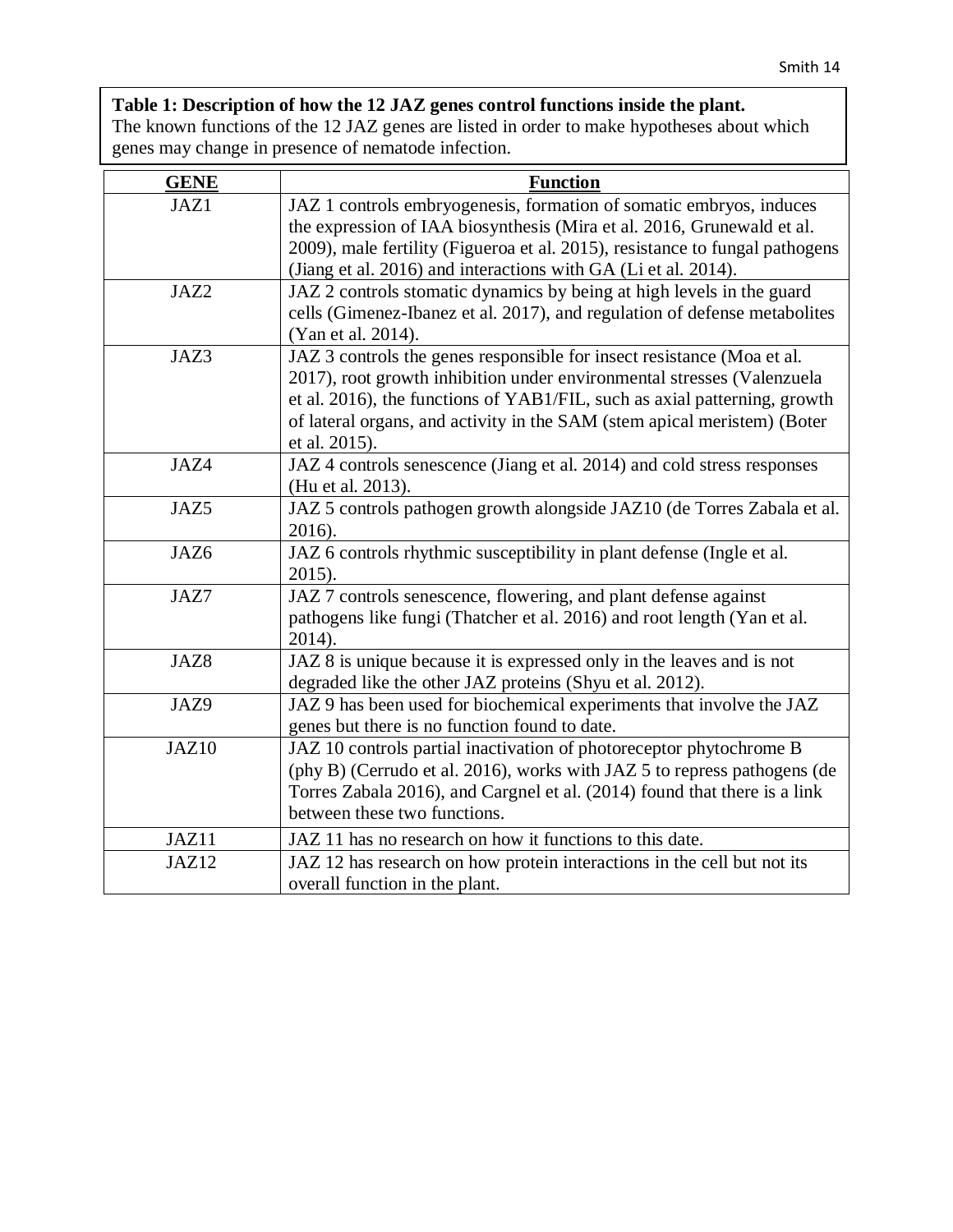**Table 1: Description of how the 12 JAZ genes control functions inside the plant.** The known functions of the 12 JAZ genes are listed in order to make hypotheses about which genes may change in presence of nematode infection.

| **GENE** | **Function** |
| --- | --- |
| JAZ1 | JAZ 1 controls embryogenesis, formation of somatic embryos, induces the expression of IAA biosynthesis (Mira et al. 2016, Grunewald et al. 2009), male fertility (Figueroa et al. 2015), resistance to fungal pathogens (Jiang et al. 2016) and interactions with GA (Li et al. 2014). |
| JAZ2 | JAZ 2 controls stomatic dynamics by being at high levels in the guard cells (Gimenez-Ibanez et al. 2017), and regulation of defense metabolites (Yan et al. 2014). |
| JAZ3 | JAZ 3 controls the genes responsible for insect resistance (Moa et al. 2017), root growth inhibition under environmental stresses (Valenzuela et al. 2016), the functions of YAB1/FIL, such as axial patterning, growth of lateral organs, and activity in the SAM (stem apical meristem) (Boter et al. 2015). |
| JAZ4 | JAZ 4 controls senescence (Jiang et al. 2014) and cold stress responses (Hu et al. 2013). |
| JAZ5 | JAZ 5 controls pathogen growth alongside JAZ10 (de Torres Zabala et al. 2016). |
| JAZ6 | JAZ 6 controls rhythmic susceptibility in plant defense (Ingle et al. 2015). |
| JAZ7 | JAZ 7 controls senescence, flowering, and plant defense against pathogens like fungi (Thatcher et al. 2016) and root length (Yan et al. 2014). |
| JAZ8 | JAZ 8 is unique because it is expressed only in the leaves and is not degraded like the other JAZ proteins (Shyu et al. 2012). |
| JAZ9 | JAZ 9 has been used for biochemical experiments that involve the JAZ genes but there is no function found to date. |
| JAZ10 | JAZ 10 controls partial inactivation of photoreceptor phytochrome B (phy B) (Cerrudo et al. 2016), works with JAZ 5 to repress pathogens (de Torres Zabala 2016), and Cargnel et al. (2014) found that there is a link between these two functions. |
| JAZ11 | JAZ 11 has no research on how it functions to this date. |
| JAZ12 | JAZ 12 has research on how protein interactions in the cell but not its overall function in the plant. |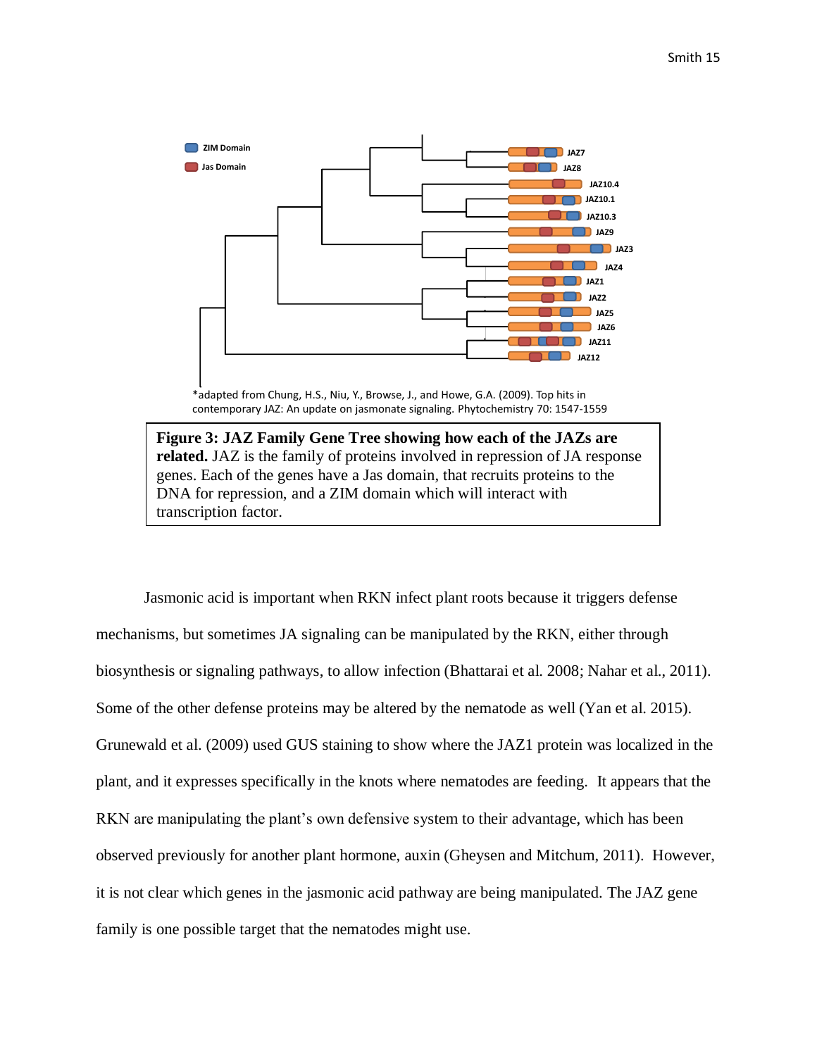*adapted from Chung, H.S., Niu, Y., Browse, J., and Howe, G.A. (2009). Top hits in contemporary JAZ: An update on jasmonate signaling. Phytochemistry 70: 1547-1559

**Figure 3: JAZ Family Gene Tree showing how each of the JAZs are related.** JAZ is the family of proteins involved in repression of JA response genes. Each of the genes have a Jas domain, that recruits proteins to the DNA for repression, and a ZIM domain which will interact with transcription factor.

Jasmonic acid is important when RKN infect plant roots because it triggers defense mechanisms, but sometimes JA signaling can be manipulated by the RKN, either through biosynthesis or signaling pathways, to allow infection (Bhattarai et al. 2008; Nahar et al., 2011). Some of the other defense proteins may be altered by the nematode as well (Yan et al. 2015). Grunewald et al. (2009) used GUS staining to show where the JAZ1 protein was localized in the plant, and it expresses specifically in the knots where nematodes are feeding. It appears that the RKN are manipulating the plant's own defensive system to their advantage, which has been observed previously for another plant hormone, auxin (Gheysen and Mitchum, 2011). However, it is not clear which genes in the jasmonic acid pathway are being manipulated. The JAZ gene family is one possible target that the nematodes might use.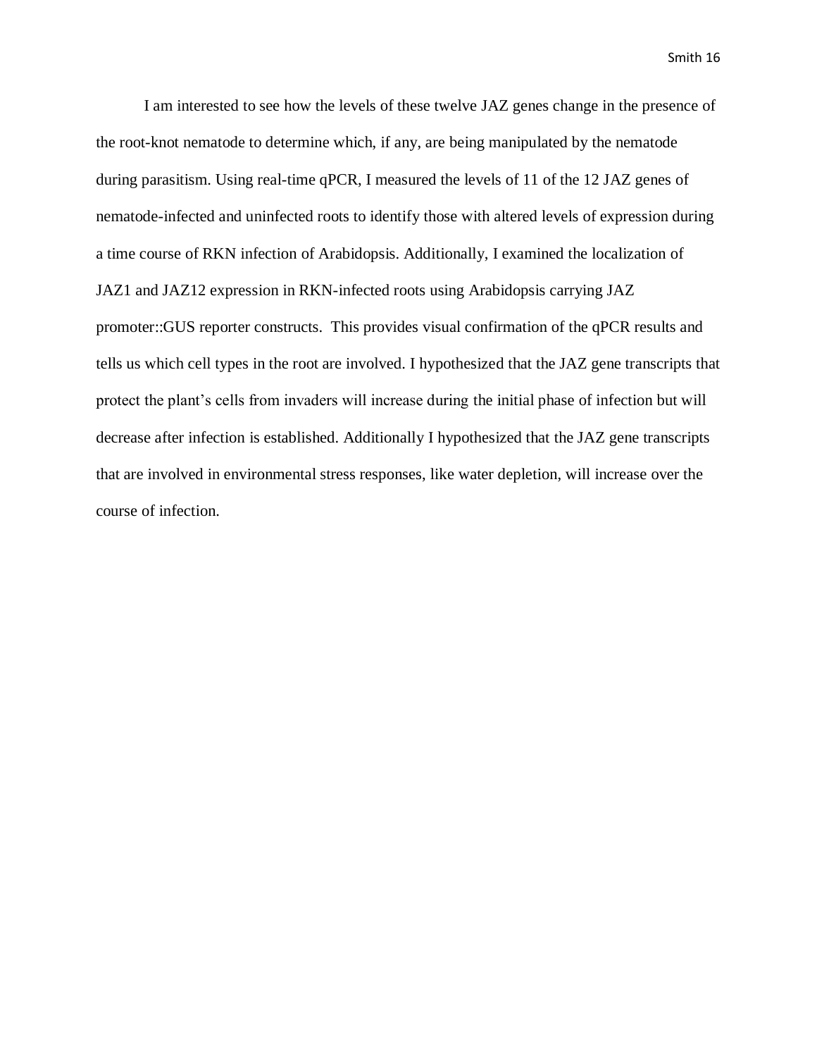I am interested to see how the levels of these twelve JAZ genes change in the presence of the root-knot nematode to determine which, if any, are being manipulated by the nematode during parasitism. Using real-time qPCR, I measured the levels of 11 of the 12 JAZ genes of nematode-infected and uninfected roots to identify those with altered levels of expression during a time course of RKN infection of Arabidopsis. Additionally, I examined the localization of JAZ1 and JAZ12 expression in RKN-infected roots using Arabidopsis carrying JAZ promoter::GUS reporter constructs. This provides visual confirmation of the qPCR results and tells us which cell types in the root are involved. I hypothesized that the JAZ gene transcripts that protect the plant's cells from invaders will increase during the initial phase of infection but will decrease after infection is established. Additionally I hypothesized that the JAZ gene transcripts that are involved in environmental stress responses, like water depletion, will increase over the course of infection.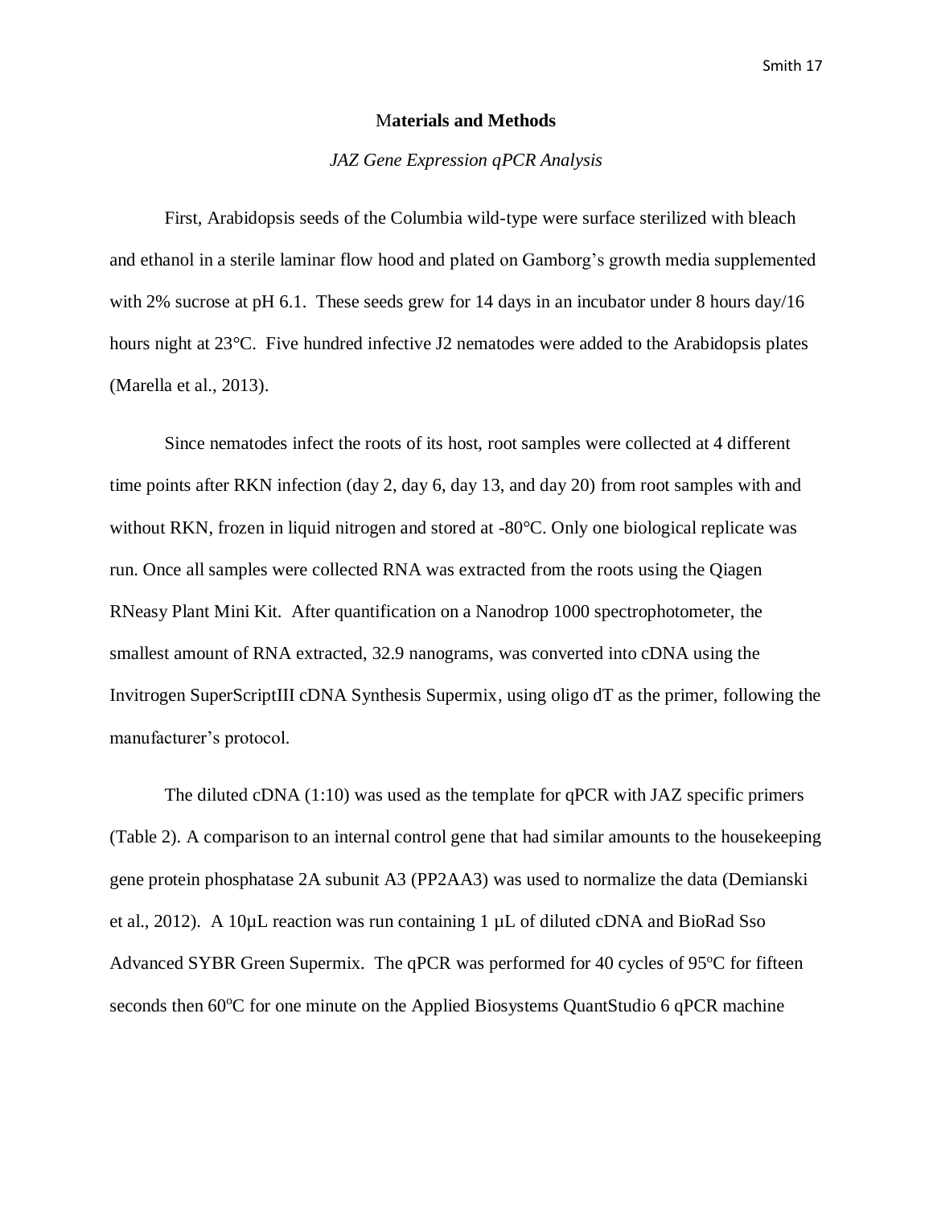## Materials and Methods

### *JAZ Gene Expression qPCR Analysis*

First, Arabidopsis seeds of the Columbia wild-type were surface sterilized with bleach and ethanol in a sterile laminar flow hood and plated on Gamborg's growth media supplemented with 2% sucrose at pH 6.1. These seeds grew for 14 days in an incubator under 8 hours day/16 hours night at 23°C. Five hundred infective J2 nematodes were added to the Arabidopsis plates (Marella et al., 2013).

Since nematodes infect the roots of its host, root samples were collected at 4 different time points after RKN infection (day 2, day 6, day 13, and day 20) from root samples with and without RKN, frozen in liquid nitrogen and stored at -80°C. Only one biological replicate was run. Once all samples were collected RNA was extracted from the roots using the Qiagen RNeasy Plant Mini Kit. After quantification on a Nanodrop 1000 spectrophotometer, the smallest amount of RNA extracted, 32.9 nanograms, was converted into cDNA using the Invitrogen SuperScriptIII cDNA Synthesis Supermix, using oligo dT as the primer, following the manufacturer's protocol.

The diluted cDNA (1:10) was used as the template for qPCR with JAZ specific primers (Table 2). A comparison to an internal control gene that had similar amounts to the housekeeping gene protein phosphatase 2A subunit A3 (PP2AA3) was used to normalize the data (Demianski et al., 2012). A 10µL reaction was run containing 1 µL of diluted cDNA and BioRad Sso Advanced SYBR Green Supermix. The qPCR was performed for 40 cycles of 95°C for fifteen seconds then 60°C for one minute on the Applied Biosystems QuantStudio 6 qPCR machine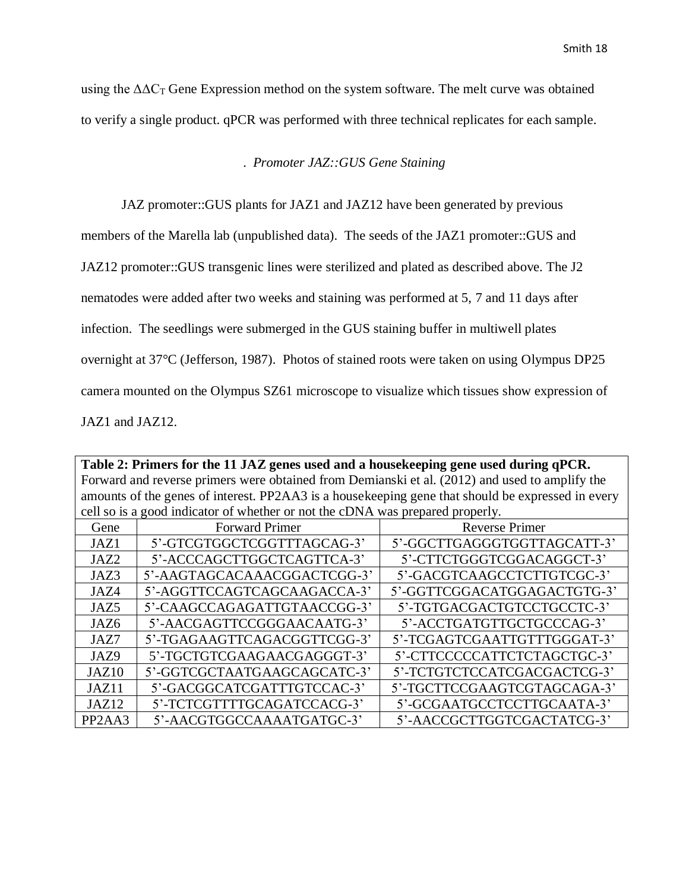using the $\Delta\Delta C_T$ Gene Expression method on the system software. The melt curve was obtained to verify a single product. qPCR was performed with three technical replicates for each sample.

### . *Promoter JAZ::GUS Gene Staining*

JAZ promoter::GUS plants for JAZ1 and JAZ12 have been generated by previous members of the Marella lab (unpublished data). The seeds of the JAZ1 promoter::GUS and JAZ12 promoter::GUS transgenic lines were sterilized and plated as described above. The J2 nematodes were added after two weeks and staining was performed at 5, 7 and 11 days after infection. The seedlings were submerged in the GUS staining buffer in multiwell plates overnight at 37°C (Jefferson, 1987). Photos of stained roots were taken on using Olympus DP25 camera mounted on the Olympus SZ61 microscope to visualize which tissues show expression of JAZ1 and JAZ12.

**Table 2: Primers for the 11 JAZ genes used and a housekeeping gene used during qPCR.** Forward and reverse primers were obtained from Demianski et al. (2012) and used to amplify the amounts of the genes of interest. PP2AA3 is a housekeeping gene that should be expressed in every cell so is a good indicator of whether or not the cDNA was prepared properly.

| Gene | Forward Primer | Reverse Primer |
|---|---|---|
| JAZ1 | 5'-GTCGTGGCTCGGTTTAGCAG-3' | 5'-GGCTTGAGGGTGGTTAGCATT-3' |
| JAZ2 | 5'-ACCCAGCTTGGCTCAGTTCA-3' | 5'-CTTCTGGGTCGGACAGGCT-3' |
| JAZ3 | 5'-AAGTAGCACAAACGGACTCGG-3' | 5'-GACGTCAAGCCTCTTGTCGC-3' |
| JAZ4 | 5'-AGGTTCCAGTCAGCAAGACCA-3' | 5'-GGTTCGGACATGGAGACTGTG-3' |
| JAZ5 | 5'-CAAGCCAGAGATTGTAACCGG-3' | 5'-TGTGACGACTGTCCTGCCTC-3' |
| JAZ6 | 5'-AACGAGTTCCGGGAACAATG-3' | 5'-ACCTGATGTTGCTGCCCAG-3' |
| JAZ7 | 5'-TGAGAAGTTCAGACGGTTCGG-3' | 5'-TCGAGTCGAATTGTTTGGGAT-3' |
| JAZ9 | 5'-TGCTGTCGAAGAACGAGGGT-3' | 5'-CTTCCCCCATTCTCTAGCTGC-3' |
| JAZ10 | 5'-GGTCGCTAATGAAGCAGCATC-3' | 5'-TCTGTCTCCATCGACGACTCG-3' |
| JAZ11 | 5'-GACGGCATCGATTTGTCCAC-3' | 5'-TGCTTCCGAAGTCGTAGCAGA-3' |
| JAZ12 | 5'-TCTCGTTTTGCAGATCCACG-3' | 5'-GCGAATGCCTCCTTGCAATA-3' |
| PP2AA3 | 5'-AACGTGGCCAAAATGATGC-3' | 5'-AACCGCTTGGTCGACTATCG-3' |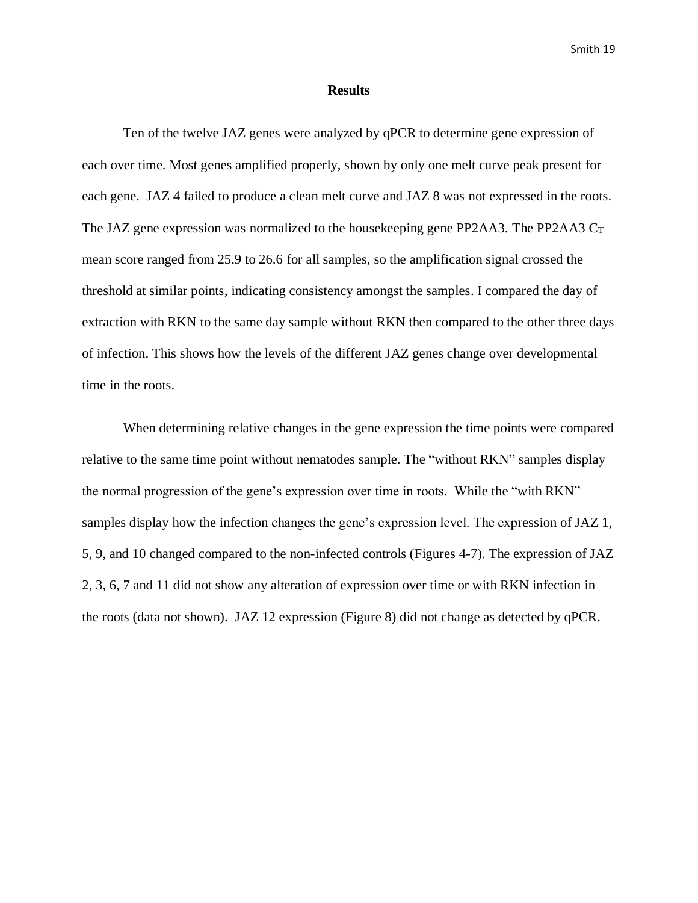# Results

Ten of the twelve JAZ genes were analyzed by qPCR to determine gene expression of each over time. Most genes amplified properly, shown by only one melt curve peak present for each gene. JAZ 4 failed to produce a clean melt curve and JAZ 8 was not expressed in the roots. The JAZ gene expression was normalized to the housekeeping gene PP2AA3. The PP2AA3 $C_T$ mean score ranged from 25.9 to 26.6 for all samples, so the amplification signal crossed the threshold at similar points, indicating consistency amongst the samples. I compared the day of extraction with RKN to the same day sample without RKN then compared to the other three days of infection. This shows how the levels of the different JAZ genes change over developmental time in the roots.

When determining relative changes in the gene expression the time points were compared relative to the same time point without nematodes sample. The "without RKN" samples display the normal progression of the gene's expression over time in roots. While the "with RKN" samples display how the infection changes the gene's expression level. The expression of JAZ 1, 5, 9, and 10 changed compared to the non-infected controls (Figures 4-7). The expression of JAZ 2, 3, 6, 7 and 11 did not show any alteration of expression over time or with RKN infection in the roots (data not shown). JAZ 12 expression (Figure 8) did not change as detected by qPCR.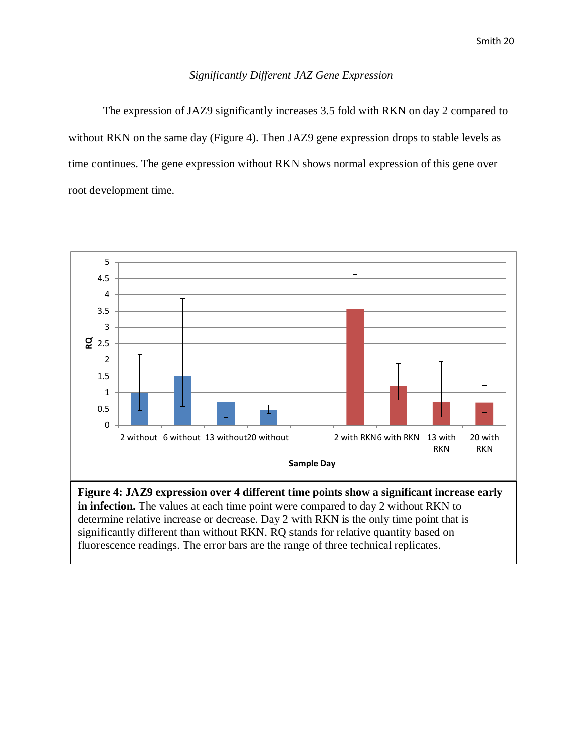*Significantly Different JAZ Gene Expression*

The expression of JAZ9 significantly increases 3.5 fold with RKN on day 2 compared to without RKN on the same day (Figure 4). Then JAZ9 gene expression drops to stable levels as time continues. The gene expression without RKN shows normal expression of this gene over root development time.

**Figure 4: JAZ9 expression over 4 different time points show a significant increase early in infection.** The values at each time point were compared to day 2 without RKN to determine relative increase or decrease. Day 2 with RKN is the only time point that is significantly different than without RKN. RQ stands for relative quantity based on fluorescence readings. The error bars are the range of three technical replicates.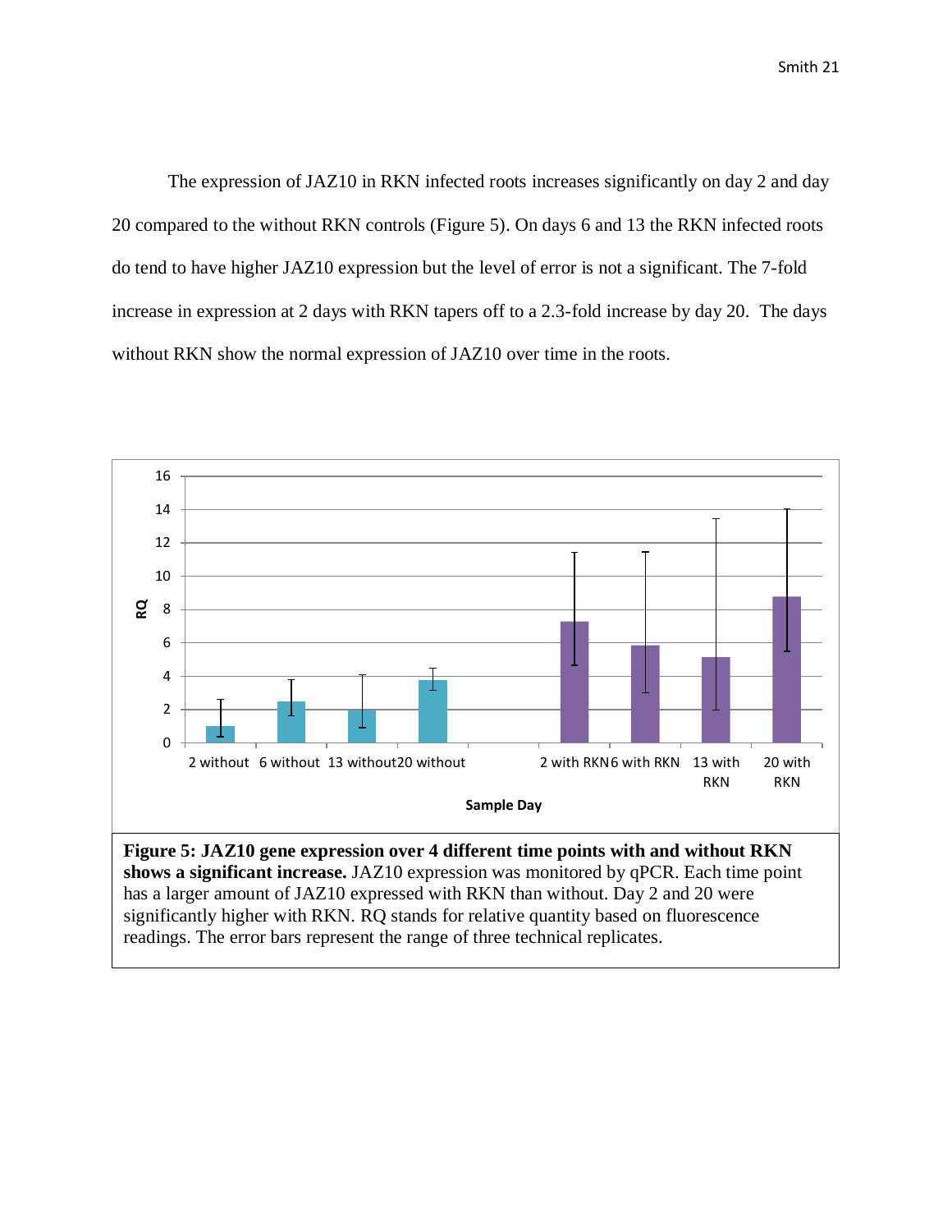The expression of JAZ10 in RKN infected roots increases significantly on day 2 and day 20 compared to the without RKN controls (Figure 5). On days 6 and 13 the RKN infected roots do tend to have higher JAZ10 expression but the level of error is not a significant. The 7-fold increase in expression at 2 days with RKN tapers off to a 2.3-fold increase by day 20. The days without RKN show the normal expression of JAZ10 over time in the roots.

**Figure 5: JAZ10 gene expression over 4 different time points with and without RKN shows a significant increase.** JAZ10 expression was monitored by qPCR. Each time point has a larger amount of JAZ10 expressed with RKN than without. Day 2 and 20 were significantly higher with RKN. RQ stands for relative quantity based on fluorescence readings. The error bars represent the range of three technical replicates.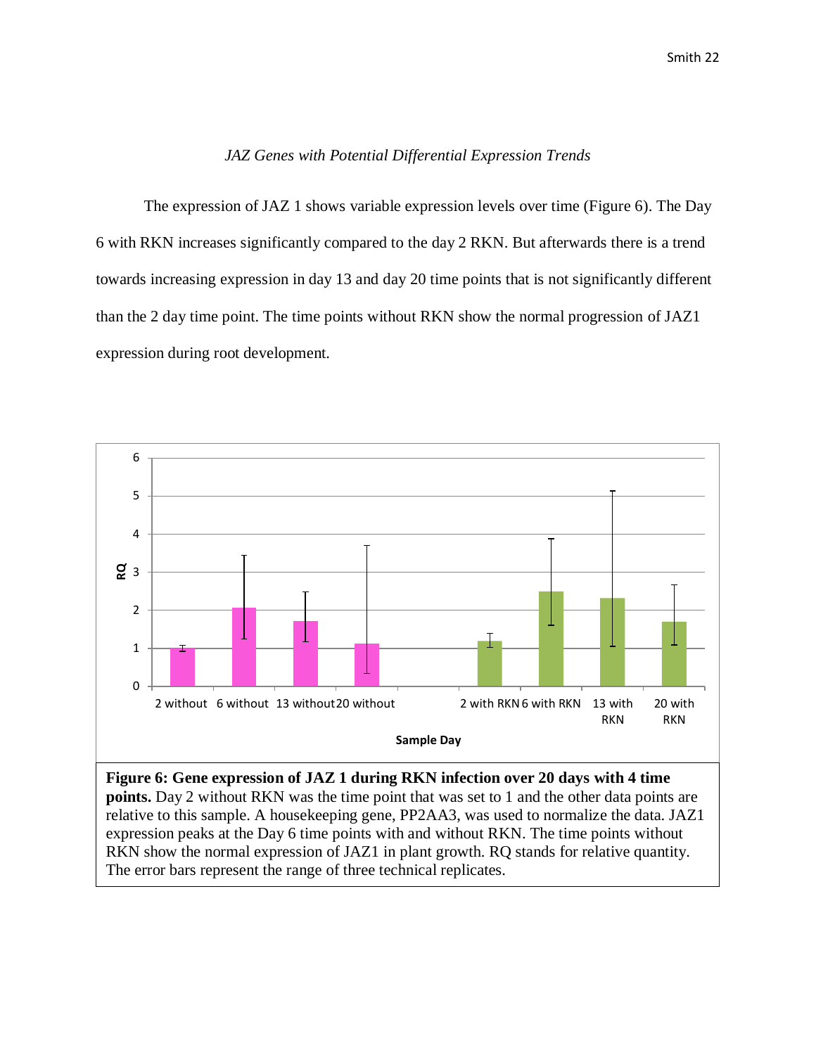*JAZ Genes with Potential Differential Expression Trends*

The expression of JAZ 1 shows variable expression levels over time (Figure 6). The Day 6 with RKN increases significantly compared to the day 2 RKN. But afterwards there is a trend towards increasing expression in day 13 and day 20 time points that is not significantly different than the 2 day time point. The time points without RKN show the normal progression of JAZ1 expression during root development.

**Figure 6: Gene expression of JAZ 1 during RKN infection over 20 days with 4 time points.** Day 2 without RKN was the time point that was set to 1 and the other data points are relative to this sample. A housekeeping gene, PP2AA3, was used to normalize the data. JAZ1 expression peaks at the Day 6 time points with and without RKN. The time points without RKN show the normal expression of JAZ1 in plant growth. RQ stands for relative quantity. The error bars represent the range of three technical replicates.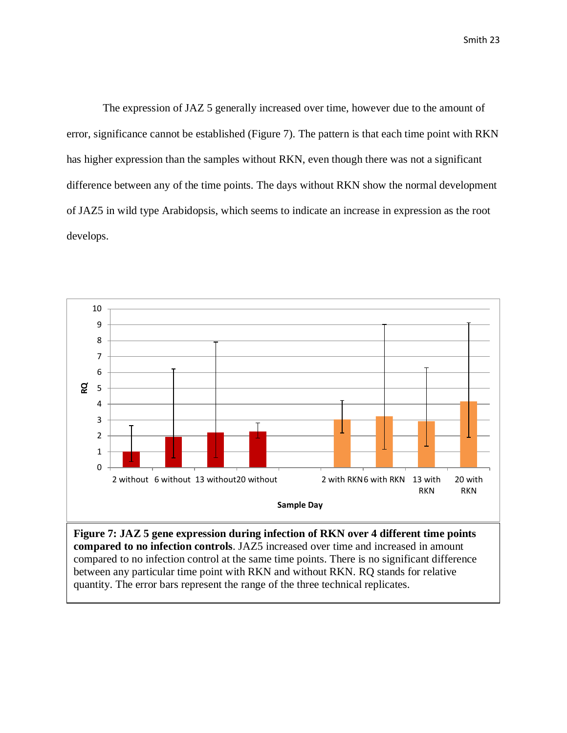The expression of JAZ 5 generally increased over time, however due to the amount of error, significance cannot be established (Figure 7). The pattern is that each time point with RKN has higher expression than the samples without RKN, even though there was not a significant difference between any of the time points. The days without RKN show the normal development of JAZ5 in wild type Arabidopsis, which seems to indicate an increase in expression as the root develops.

**Figure 7: JAZ 5 gene expression during infection of RKN over 4 different time points compared to no infection controls**. JAZ5 increased over time and increased in amount compared to no infection control at the same time points. There is no significant difference between any particular time point with RKN and without RKN. RQ stands for relative quantity. The error bars represent the range of the three technical replicates.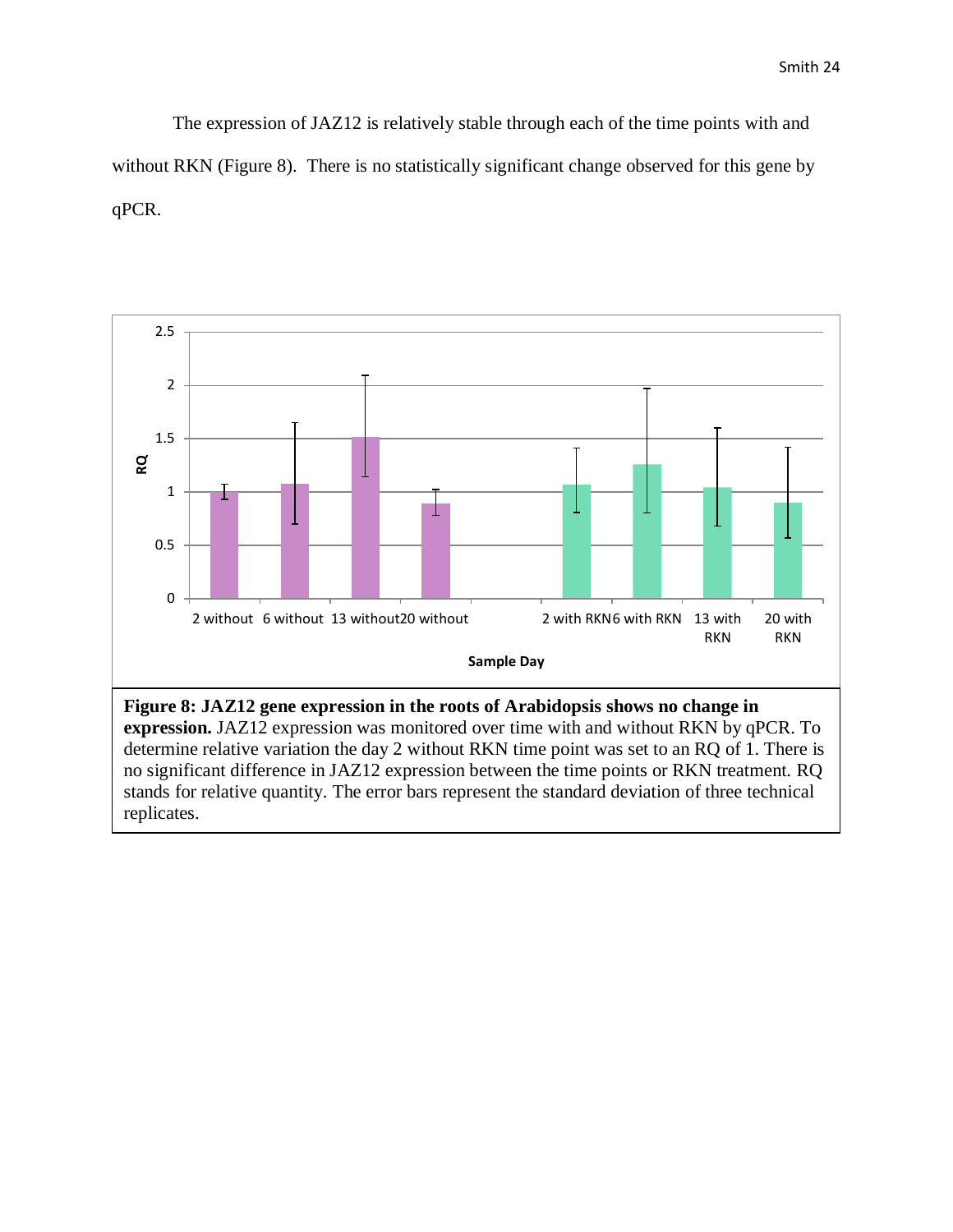The expression of JAZ12 is relatively stable through each of the time points with and without RKN (Figure 8). There is no statistically significant change observed for this gene by qPCR.

**Figure 8: JAZ12 gene expression in the roots of Arabidopsis shows no change in expression.** JAZ12 expression was monitored over time with and without RKN by qPCR. To determine relative variation the day 2 without RKN time point was set to an RQ of 1. There is no significant difference in JAZ12 expression between the time points or RKN treatment. RQ stands for relative quantity. The error bars represent the standard deviation of three technical replicates.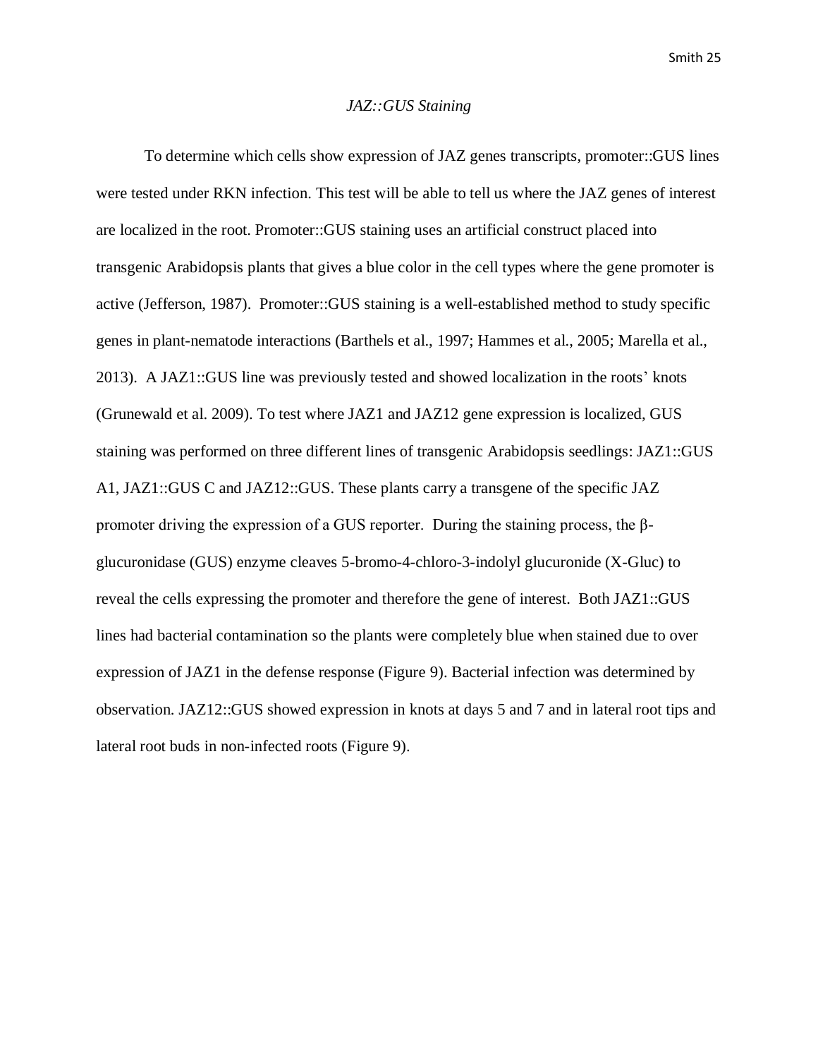*JAZ::GUS Staining*

To determine which cells show expression of JAZ genes transcripts, promoter::GUS lines were tested under RKN infection. This test will be able to tell us where the JAZ genes of interest are localized in the root. Promoter::GUS staining uses an artificial construct placed into transgenic Arabidopsis plants that gives a blue color in the cell types where the gene promoter is active (Jefferson, 1987). Promoter::GUS staining is a well-established method to study specific genes in plant-nematode interactions (Barthels et al., 1997; Hammes et al., 2005; Marella et al., 2013). A JAZ1::GUS line was previously tested and showed localization in the roots' knots (Grunewald et al. 2009). To test where JAZ1 and JAZ12 gene expression is localized, GUS staining was performed on three different lines of transgenic Arabidopsis seedlings: JAZ1::GUS A1, JAZ1::GUS C and JAZ12::GUS. These plants carry a transgene of the specific JAZ promoter driving the expression of a GUS reporter. During the staining process, the β-glucuronidase (GUS) enzyme cleaves 5-bromo-4-chloro-3-indolyl glucuronide (X-Gluc) to reveal the cells expressing the promoter and therefore the gene of interest. Both JAZ1::GUS lines had bacterial contamination so the plants were completely blue when stained due to over expression of JAZ1 in the defense response (Figure 9). Bacterial infection was determined by observation. JAZ12::GUS showed expression in knots at days 5 and 7 and in lateral root tips and lateral root buds in non-infected roots (Figure 9).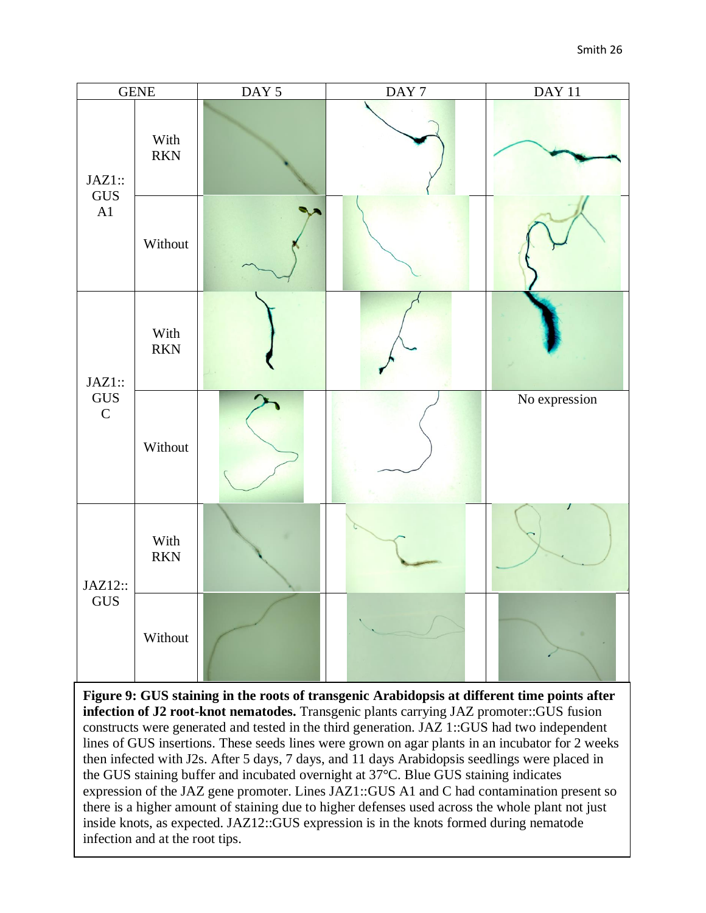| GENE | | DAY 5 | DAY 7 | DAY 11 |
|---|---|---|---|---|
| JAZ1:: GUS A1 | With RKN | | | |
| | Without | | | |
| JAZ1:: GUS C | With RKN | | | |
| | Without | | | No expression |
| JAZ12:: GUS | With RKN | | | |
| | Without | | | |

**Figure 9: GUS staining in the roots of transgenic Arabidopsis at different time points after infection of J2 root-knot nematodes.** Transgenic plants carrying JAZ promoter::GUS fusion constructs were generated and tested in the third generation. JAZ 1::GUS had two independent lines of GUS insertions. These seeds lines were grown on agar plants in an incubator for 2 weeks then infected with J2s. After 5 days, 7 days, and 11 days Arabidopsis seedlings were placed in the GUS staining buffer and incubated overnight at 37°C. Blue GUS staining indicates expression of the JAZ gene promoter. Lines JAZ1::GUS A1 and C had contamination present so there is a higher amount of staining due to higher defenses used across the whole plant not just inside knots, as expected. JAZ12::GUS expression is in the knots formed during nematode infection and at the root tips.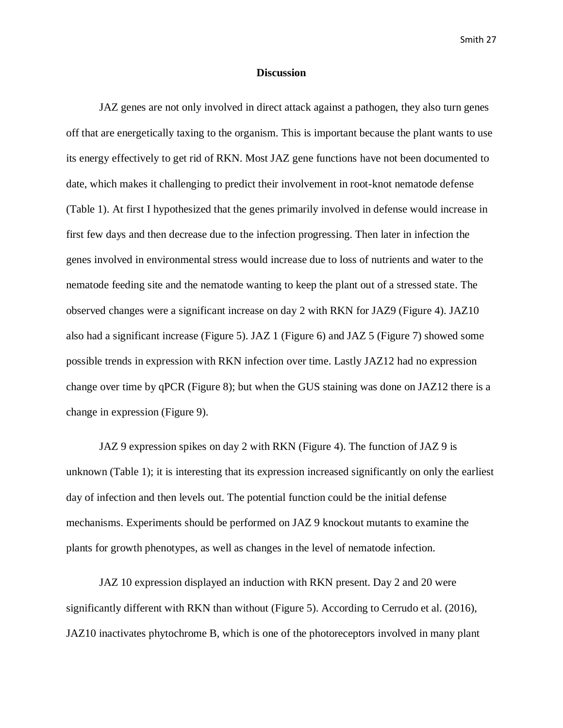## Discussion

JAZ genes are not only involved in direct attack against a pathogen, they also turn genes off that are energetically taxing to the organism. This is important because the plant wants to use its energy effectively to get rid of RKN. Most JAZ gene functions have not been documented to date, which makes it challenging to predict their involvement in root-knot nematode defense (Table 1). At first I hypothesized that the genes primarily involved in defense would increase in first few days and then decrease due to the infection progressing. Then later in infection the genes involved in environmental stress would increase due to loss of nutrients and water to the nematode feeding site and the nematode wanting to keep the plant out of a stressed state. The observed changes were a significant increase on day 2 with RKN for JAZ9 (Figure 4). JAZ10 also had a significant increase (Figure 5). JAZ 1 (Figure 6) and JAZ 5 (Figure 7) showed some possible trends in expression with RKN infection over time. Lastly JAZ12 had no expression change over time by qPCR (Figure 8); but when the GUS staining was done on JAZ12 there is a change in expression (Figure 9).

JAZ 9 expression spikes on day 2 with RKN (Figure 4). The function of JAZ 9 is unknown (Table 1); it is interesting that its expression increased significantly on only the earliest day of infection and then levels out. The potential function could be the initial defense mechanisms. Experiments should be performed on JAZ 9 knockout mutants to examine the plants for growth phenotypes, as well as changes in the level of nematode infection.

JAZ 10 expression displayed an induction with RKN present. Day 2 and 20 were significantly different with RKN than without (Figure 5). According to Cerrudo et al. (2016), JAZ10 inactivates phytochrome B, which is one of the photoreceptors involved in many plant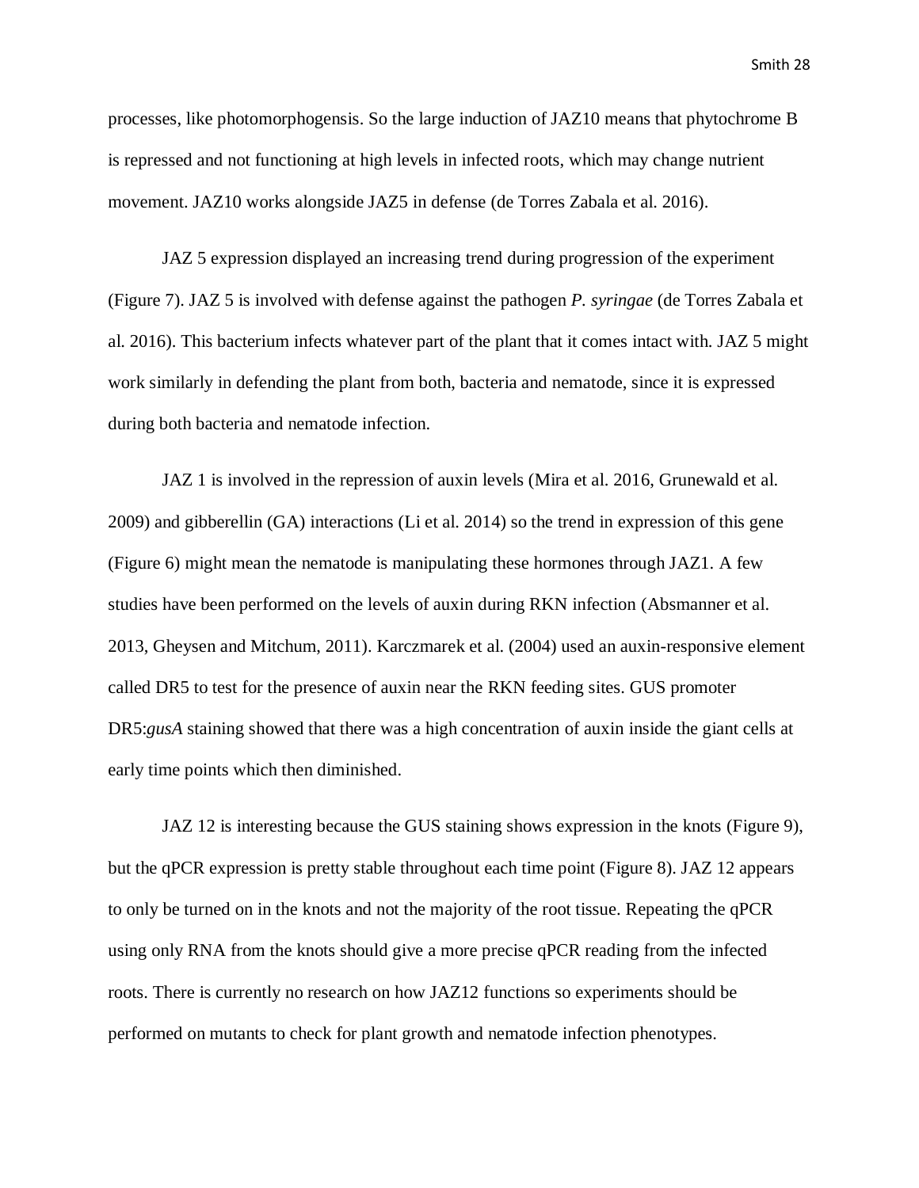processes, like photomorphogensis. So the large induction of JAZ10 means that phytochrome B is repressed and not functioning at high levels in infected roots, which may change nutrient movement. JAZ10 works alongside JAZ5 in defense (de Torres Zabala et al. 2016).

JAZ 5 expression displayed an increasing trend during progression of the experiment (Figure 7). JAZ 5 is involved with defense against the pathogen *P. syringae* (de Torres Zabala et al. 2016). This bacterium infects whatever part of the plant that it comes intact with. JAZ 5 might work similarly in defending the plant from both, bacteria and nematode, since it is expressed during both bacteria and nematode infection.

JAZ 1 is involved in the repression of auxin levels (Mira et al. 2016, Grunewald et al. 2009) and gibberellin (GA) interactions (Li et al. 2014) so the trend in expression of this gene (Figure 6) might mean the nematode is manipulating these hormones through JAZ1. A few studies have been performed on the levels of auxin during RKN infection (Absmanner et al. 2013, Gheysen and Mitchum, 2011). Karczmarek et al. (2004) used an auxin-responsive element called DR5 to test for the presence of auxin near the RKN feeding sites. GUS promoter DR5:*gusA* staining showed that there was a high concentration of auxin inside the giant cells at early time points which then diminished.

JAZ 12 is interesting because the GUS staining shows expression in the knots (Figure 9), but the qPCR expression is pretty stable throughout each time point (Figure 8). JAZ 12 appears to only be turned on in the knots and not the majority of the root tissue. Repeating the qPCR using only RNA from the knots should give a more precise qPCR reading from the infected roots. There is currently no research on how JAZ12 functions so experiments should be performed on mutants to check for plant growth and nematode infection phenotypes.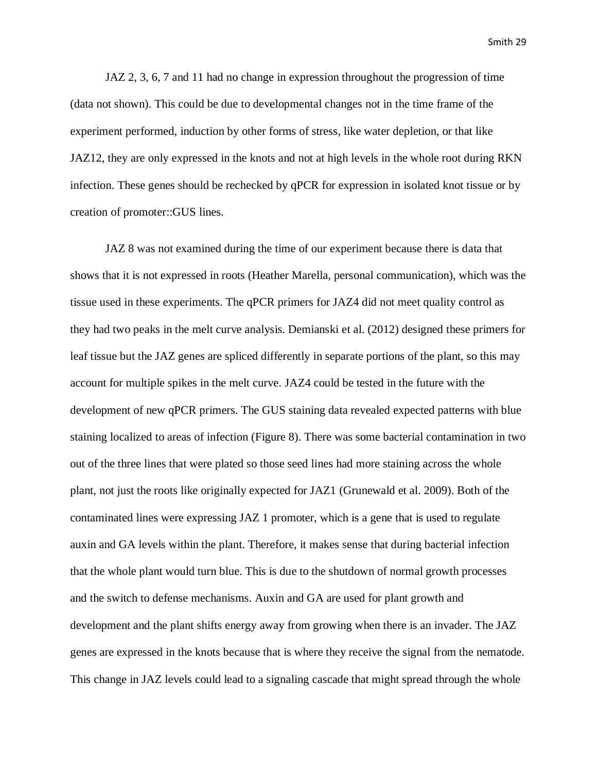JAZ 2, 3, 6, 7 and 11 had no change in expression throughout the progression of time (data not shown). This could be due to developmental changes not in the time frame of the experiment performed, induction by other forms of stress, like water depletion, or that like JAZ12, they are only expressed in the knots and not at high levels in the whole root during RKN infection. These genes should be rechecked by qPCR for expression in isolated knot tissue or by creation of promoter::GUS lines.

JAZ 8 was not examined during the time of our experiment because there is data that shows that it is not expressed in roots (Heather Marella, personal communication), which was the tissue used in these experiments. The qPCR primers for JAZ4 did not meet quality control as they had two peaks in the melt curve analysis. Demianski et al. (2012) designed these primers for leaf tissue but the JAZ genes are spliced differently in separate portions of the plant, so this may account for multiple spikes in the melt curve. JAZ4 could be tested in the future with the development of new qPCR primers. The GUS staining data revealed expected patterns with blue staining localized to areas of infection (Figure 8). There was some bacterial contamination in two out of the three lines that were plated so those seed lines had more staining across the whole plant, not just the roots like originally expected for JAZ1 (Grunewald et al. 2009). Both of the contaminated lines were expressing JAZ 1 promoter, which is a gene that is used to regulate auxin and GA levels within the plant. Therefore, it makes sense that during bacterial infection that the whole plant would turn blue. This is due to the shutdown of normal growth processes and the switch to defense mechanisms. Auxin and GA are used for plant growth and development and the plant shifts energy away from growing when there is an invader. The JAZ genes are expressed in the knots because that is where they receive the signal from the nematode. This change in JAZ levels could lead to a signaling cascade that might spread through the whole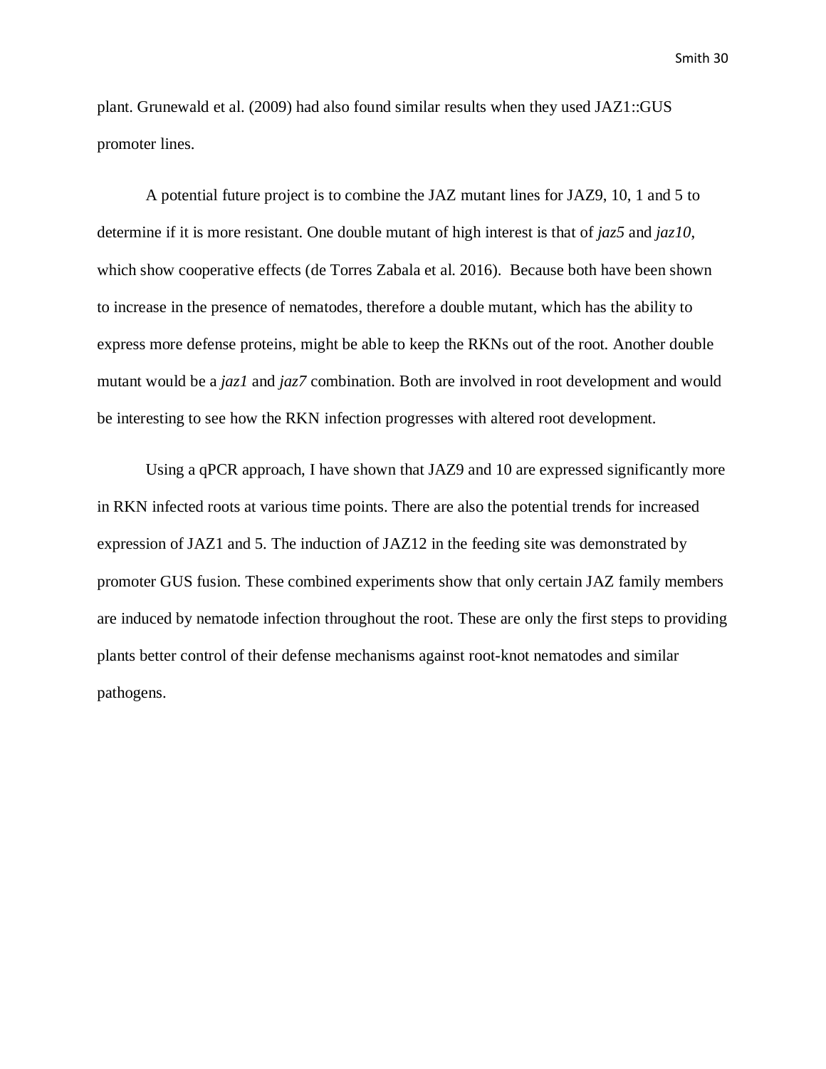plant. Grunewald et al. (2009) had also found similar results when they used JAZ1::GUS promoter lines.

A potential future project is to combine the JAZ mutant lines for JAZ9, 10, 1 and 5 to determine if it is more resistant. One double mutant of high interest is that of *jaz5* and *jaz10*, which show cooperative effects (de Torres Zabala et al. 2016). Because both have been shown to increase in the presence of nematodes, therefore a double mutant, which has the ability to express more defense proteins, might be able to keep the RKNs out of the root. Another double mutant would be a *jaz1* and *jaz7* combination. Both are involved in root development and would be interesting to see how the RKN infection progresses with altered root development.

Using a qPCR approach, I have shown that JAZ9 and 10 are expressed significantly more in RKN infected roots at various time points. There are also the potential trends for increased expression of JAZ1 and 5. The induction of JAZ12 in the feeding site was demonstrated by promoter GUS fusion. These combined experiments show that only certain JAZ family members are induced by nematode infection throughout the root. These are only the first steps to providing plants better control of their defense mechanisms against root-knot nematodes and similar pathogens.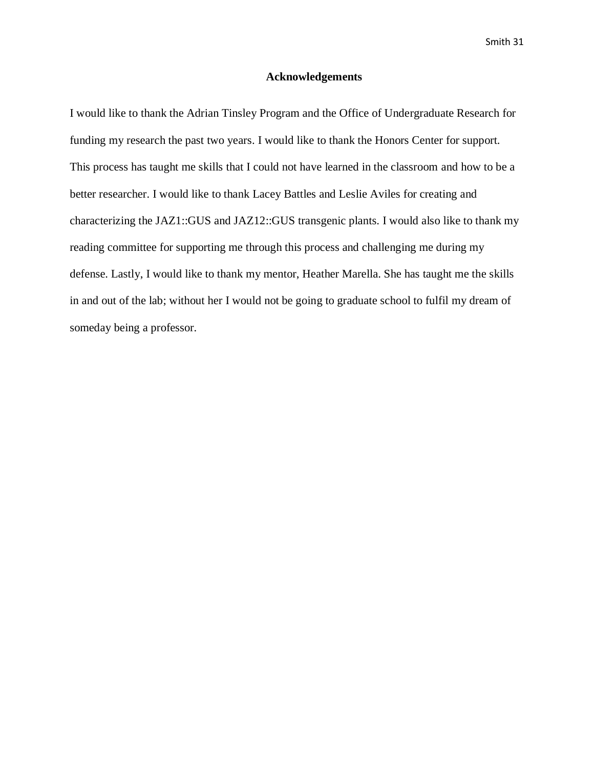## Acknowledgements

I would like to thank the Adrian Tinsley Program and the Office of Undergraduate Research for funding my research the past two years. I would like to thank the Honors Center for support. This process has taught me skills that I could not have learned in the classroom and how to be a better researcher. I would like to thank Lacey Battles and Leslie Aviles for creating and characterizing the JAZ1::GUS and JAZ12::GUS transgenic plants. I would also like to thank my reading committee for supporting me through this process and challenging me during my defense. Lastly, I would like to thank my mentor, Heather Marella. She has taught me the skills in and out of the lab; without her I would not be going to graduate school to fulfil my dream of someday being a professor.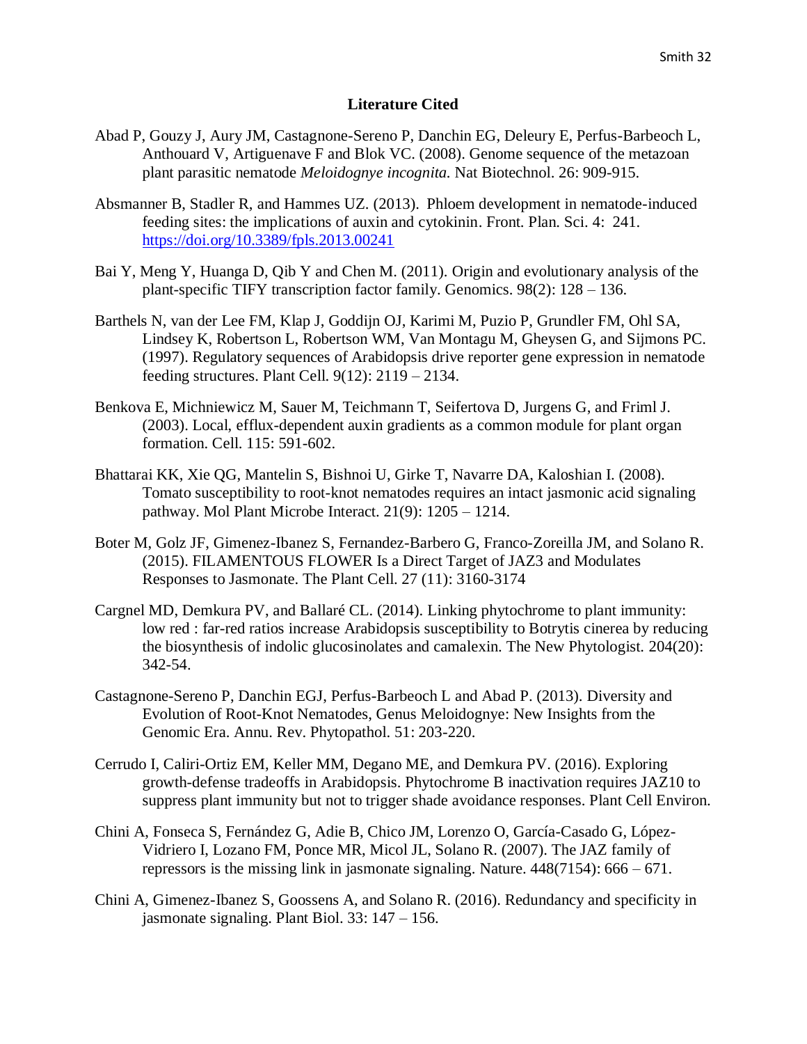## Literature Cited

Abad P, Gouzy J, Aury JM, Castagnone-Sereno P, Danchin EG, Deleury E, Perfus-Barbeoch L, Anthouard V, Artiguenave F and Blok VC. (2008). Genome sequence of the metazoan plant parasitic nematode *Meloidognye incognita.* Nat Biotechnol. 26: 909-915.

Absmanner B, Stadler R, and Hammes UZ. (2013). Phloem development in nematode-induced feeding sites: the implications of auxin and cytokinin. Front. Plan. Sci. 4: 241. https://doi.org/10.3389/fpls.2013.00241

Bai Y, Meng Y, Huanga D, Qib Y and Chen M. (2011). Origin and evolutionary analysis of the plant-specific TIFY transcription factor family. Genomics. 98(2): 128 – 136.

Barthels N, van der Lee FM, Klap J, Goddijn OJ, Karimi M, Puzio P, Grundler FM, Ohl SA, Lindsey K, Robertson L, Robertson WM, Van Montagu M, Gheysen G, and Sijmons PC. (1997). Regulatory sequences of Arabidopsis drive reporter gene expression in nematode feeding structures. Plant Cell. 9(12): 2119 – 2134.

Benkova E, Michniewicz M, Sauer M, Teichmann T, Seifertova D, Jurgens G, and Friml J. (2003). Local, efflux-dependent auxin gradients as a common module for plant organ formation. Cell. 115: 591-602.

Bhattarai KK, Xie QG, Mantelin S, Bishnoi U, Girke T, Navarre DA, Kaloshian I. (2008). Tomato susceptibility to root-knot nematodes requires an intact jasmonic acid signaling pathway. Mol Plant Microbe Interact. 21(9): 1205 – 1214.

Boter M, Golz JF, Gimenez-Ibanez S, Fernandez-Barbero G, Franco-Zoreilla JM, and Solano R. (2015). FILAMENTOUS FLOWER Is a Direct Target of JAZ3 and Modulates Responses to Jasmonate. The Plant Cell. 27 (11): 3160-3174

Cargnel MD, Demkura PV, and Ballaré CL. (2014). Linking phytochrome to plant immunity: low red : far-red ratios increase Arabidopsis susceptibility to Botrytis cinerea by reducing the biosynthesis of indolic glucosinolates and camalexin. The New Phytologist. 204(20): 342-54.

Castagnone-Sereno P, Danchin EGJ, Perfus-Barbeoch L and Abad P. (2013). Diversity and Evolution of Root-Knot Nematodes, Genus Meloidognye: New Insights from the Genomic Era. Annu. Rev. Phytopathol. 51: 203-220.

Cerrudo I, Caliri-Ortiz EM, Keller MM, Degano ME, and Demkura PV. (2016). Exploring growth-defense tradeoffs in Arabidopsis. Phytochrome B inactivation requires JAZ10 to suppress plant immunity but not to trigger shade avoidance responses. Plant Cell Environ.

Chini A, Fonseca S, Fernández G, Adie B, Chico JM, Lorenzo O, García-Casado G, López-Vidriero I, Lozano FM, Ponce MR, Micol JL, Solano R. (2007). The JAZ family of repressors is the missing link in jasmonate signaling. Nature. 448(7154): 666 – 671.

Chini A, Gimenez-Ibanez S, Goossens A, and Solano R. (2016). Redundancy and specificity in jasmonate signaling. Plant Biol. 33: 147 – 156.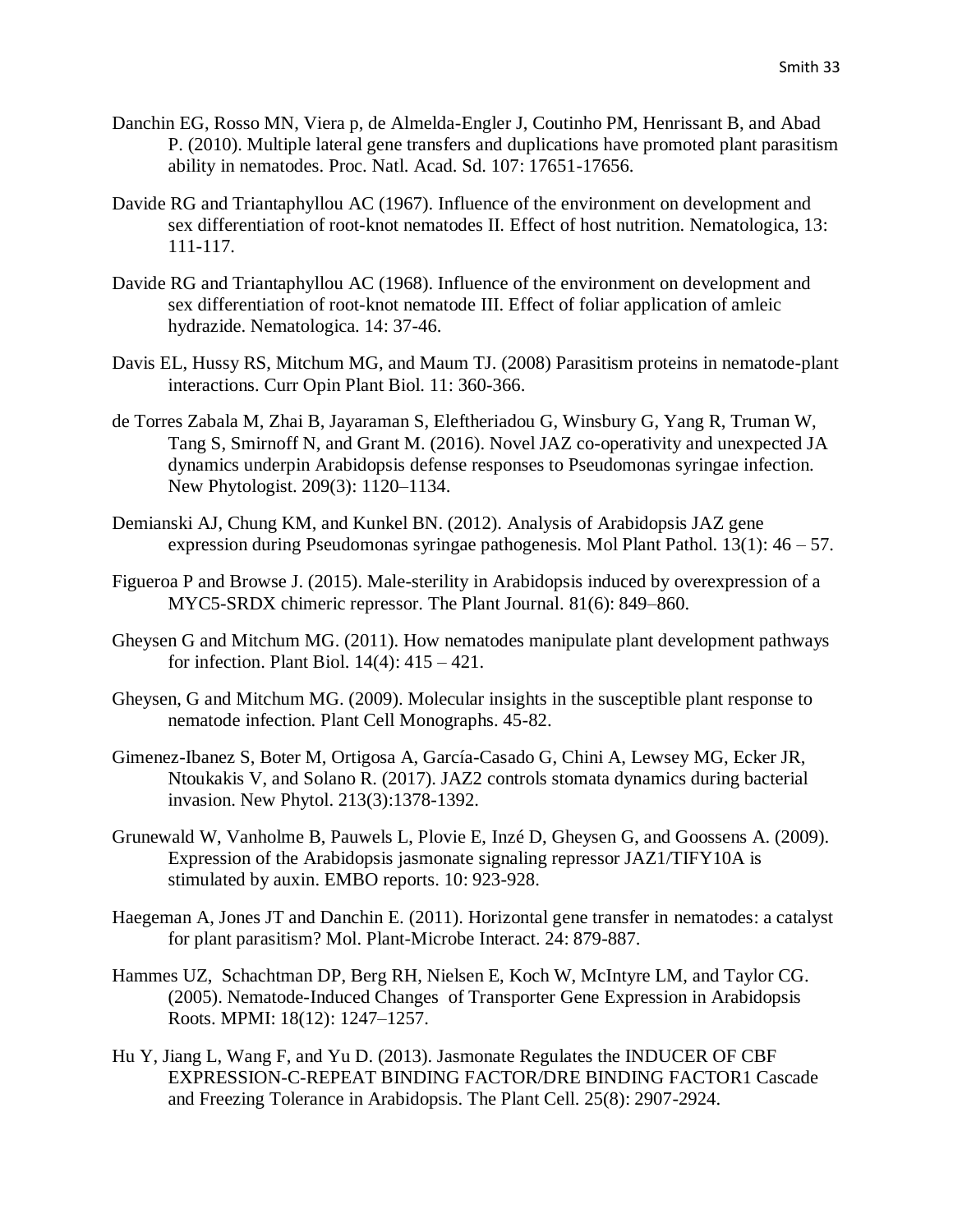Danchin EG, Rosso MN, Viera p, de Almelda-Engler J, Coutinho PM, Henrissant B, and Abad P. (2010). Multiple lateral gene transfers and duplications have promoted plant parasitism ability in nematodes. Proc. Natl. Acad. Sd. 107: 17651-17656.

Davide RG and Triantaphyllou AC (1967). Influence of the environment on development and sex differentiation of root-knot nematodes II. Effect of host nutrition. Nematologica, 13: 111-117.

Davide RG and Triantaphyllou AC (1968). Influence of the environment on development and sex differentiation of root-knot nematode III. Effect of foliar application of amleic hydrazide. Nematologica. 14: 37-46.

Davis EL, Hussy RS, Mitchum MG, and Maum TJ. (2008) Parasitism proteins in nematode-plant interactions. Curr Opin Plant Biol. 11: 360-366.

de Torres Zabala M, Zhai B, Jayaraman S, Eleftheriadou G, Winsbury G, Yang R, Truman W, Tang S, Smirnoff N, and Grant M. (2016). Novel JAZ co-operativity and unexpected JA dynamics underpin Arabidopsis defense responses to Pseudomonas syringae infection. New Phytologist. 209(3): 1120–1134.

Demianski AJ, Chung KM, and Kunkel BN. (2012). Analysis of Arabidopsis JAZ gene expression during Pseudomonas syringae pathogenesis. Mol Plant Pathol. 13(1): 46 – 57.

Figueroa P and Browse J. (2015). Male-sterility in Arabidopsis induced by overexpression of a MYC5-SRDX chimeric repressor. The Plant Journal. 81(6): 849–860.

Gheysen G and Mitchum MG. (2011). How nematodes manipulate plant development pathways for infection. Plant Biol. 14(4): 415 – 421.

Gheysen, G and Mitchum MG. (2009). Molecular insights in the susceptible plant response to nematode infection. Plant Cell Monographs. 45-82.

Gimenez-Ibanez S, Boter M, Ortigosa A, García-Casado G, Chini A, Lewsey MG, Ecker JR, Ntoukakis V, and Solano R. (2017). JAZ2 controls stomata dynamics during bacterial invasion. New Phytol. 213(3):1378-1392.

Grunewald W, Vanholme B, Pauwels L, Plovie E, Inzé D, Gheysen G, and Goossens A. (2009). Expression of the Arabidopsis jasmonate signaling repressor JAZ1/TIFY10A is stimulated by auxin. EMBO reports. 10: 923-928.

Haegeman A, Jones JT and Danchin E. (2011). Horizontal gene transfer in nematodes: a catalyst for plant parasitism? Mol. Plant-Microbe Interact. 24: 879-887.

Hammes UZ, Schachtman DP, Berg RH, Nielsen E, Koch W, McIntyre LM, and Taylor CG. (2005). Nematode-Induced Changes of Transporter Gene Expression in Arabidopsis Roots. MPMI: 18(12): 1247–1257.

Hu Y, Jiang L, Wang F, and Yu D. (2013). Jasmonate Regulates the INDUCER OF CBF EXPRESSION-C-REPEAT BINDING FACTOR/DRE BINDING FACTOR1 Cascade and Freezing Tolerance in Arabidopsis. The Plant Cell. 25(8): 2907-2924.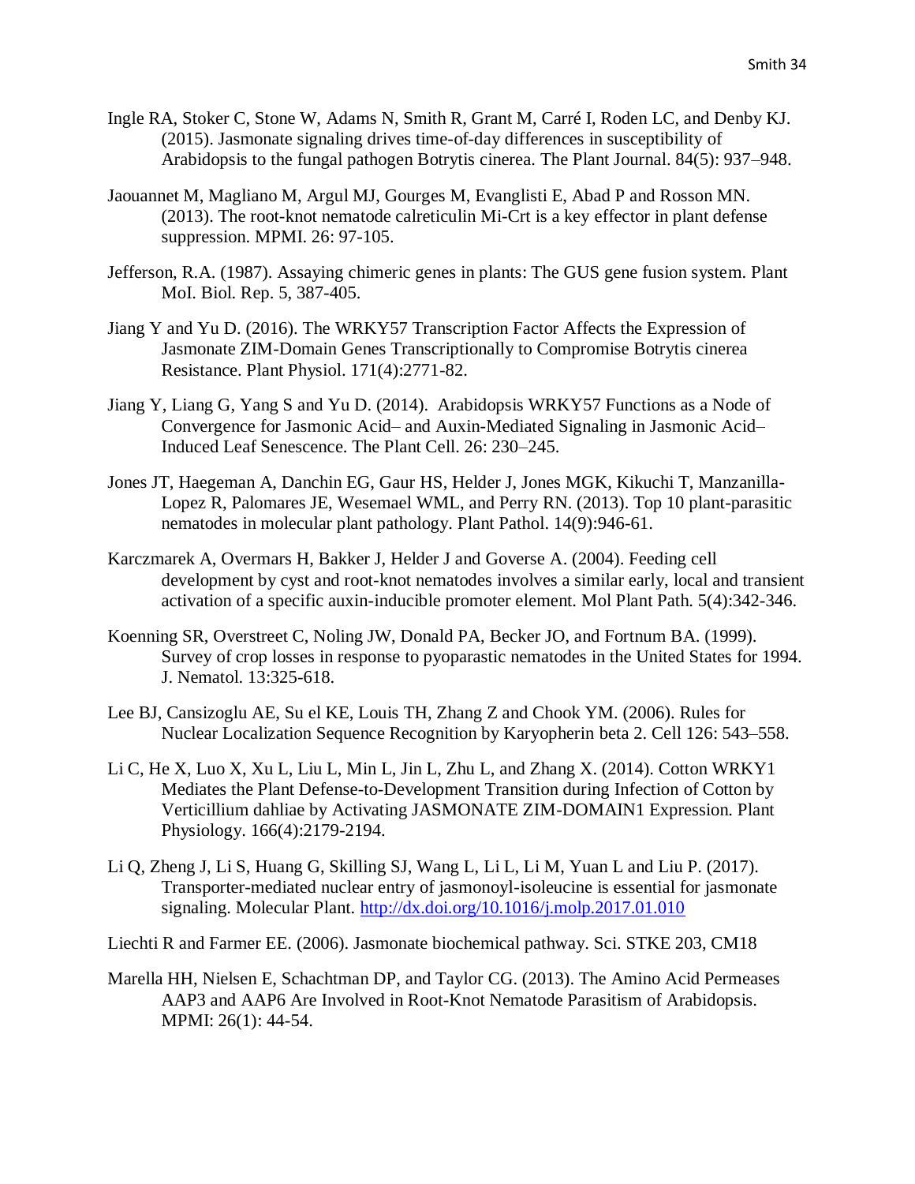Ingle RA, Stoker C, Stone W, Adams N, Smith R, Grant M, Carré I, Roden LC, and Denby KJ. (2015). Jasmonate signaling drives time-of-day differences in susceptibility of Arabidopsis to the fungal pathogen Botrytis cinerea. The Plant Journal. 84(5): 937–948.

Jaouannet M, Magliano M, Argul MJ, Gourges M, Evanglisti E, Abad P and Rosson MN. (2013). The root-knot nematode calreticulin Mi-Crt is a key effector in plant defense suppression. MPMI. 26: 97-105.

Jefferson, R.A. (1987). Assaying chimeric genes in plants: The GUS gene fusion system. Plant MoI. Biol. Rep. 5, 387-405.

Jiang Y and Yu D. (2016). The WRKY57 Transcription Factor Affects the Expression of Jasmonate ZIM-Domain Genes Transcriptionally to Compromise Botrytis cinerea Resistance. Plant Physiol. 171(4):2771-82.

Jiang Y, Liang G, Yang S and Yu D. (2014). Arabidopsis WRKY57 Functions as a Node of Convergence for Jasmonic Acid– and Auxin-Mediated Signaling in Jasmonic Acid–Induced Leaf Senescence. The Plant Cell. 26: 230–245.

Jones JT, Haegeman A, Danchin EG, Gaur HS, Helder J, Jones MGK, Kikuchi T, Manzanilla-Lopez R, Palomares JE, Wesemael WML, and Perry RN. (2013). Top 10 plant-parasitic nematodes in molecular plant pathology. Plant Pathol. 14(9):946-61.

Karczmarek A, Overmars H, Bakker J, Helder J and Goverse A. (2004). Feeding cell development by cyst and root-knot nematodes involves a similar early, local and transient activation of a specific auxin-inducible promoter element. Mol Plant Path. 5(4):342-346.

Koenning SR, Overstreet C, Noling JW, Donald PA, Becker JO, and Fortnum BA. (1999). Survey of crop losses in response to pyoparastic nematodes in the United States for 1994. J. Nematol. 13:325-618.

Lee BJ, Cansizoglu AE, Su el KE, Louis TH, Zhang Z and Chook YM. (2006). Rules for Nuclear Localization Sequence Recognition by Karyopherin beta 2. Cell 126: 543–558.

Li C, He X, Luo X, Xu L, Liu L, Min L, Jin L, Zhu L, and Zhang X. (2014). Cotton WRKY1 Mediates the Plant Defense-to-Development Transition during Infection of Cotton by Verticillium dahliae by Activating JASMONATE ZIM-DOMAIN1 Expression. Plant Physiology. 166(4):2179-2194.

Li Q, Zheng J, Li S, Huang G, Skilling SJ, Wang L, Li L, Li M, Yuan L and Liu P. (2017). Transporter-mediated nuclear entry of jasmonoyl-isoleucine is essential for jasmonate signaling. Molecular Plant. http://dx.doi.org/10.1016/j.molp.2017.01.010

Liechti R and Farmer EE. (2006). Jasmonate biochemical pathway. Sci. STKE 203, CM18

Marella HH, Nielsen E, Schachtman DP, and Taylor CG. (2013). The Amino Acid Permeases AAP3 and AAP6 Are Involved in Root-Knot Nematode Parasitism of Arabidopsis. MPMI: 26(1): 44-54.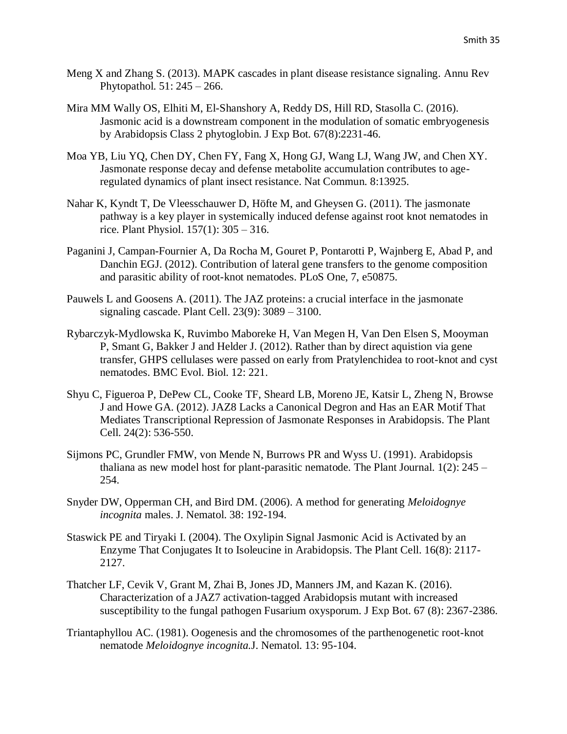Meng X and Zhang S. (2013). MAPK cascades in plant disease resistance signaling. Annu Rev Phytopathol. 51: 245 – 266.

Mira MM Wally OS, Elhiti M, El-Shanshory A, Reddy DS, Hill RD, Stasolla C. (2016). Jasmonic acid is a downstream component in the modulation of somatic embryogenesis by Arabidopsis Class 2 phytoglobin. J Exp Bot. 67(8):2231-46.

Moa YB, Liu YQ, Chen DY, Chen FY, Fang X, Hong GJ, Wang LJ, Wang JW, and Chen XY. Jasmonate response decay and defense metabolite accumulation contributes to age-regulated dynamics of plant insect resistance. Nat Commun. 8:13925.

Nahar K, Kyndt T, De Vleesschauwer D, Höfte M, and Gheysen G. (2011). The jasmonate pathway is a key player in systemically induced defense against root knot nematodes in rice. Plant Physiol. 157(1): 305 – 316.

Paganini J, Campan-Fournier A, Da Rocha M, Gouret P, Pontarotti P, Wajnberg E, Abad P, and Danchin EGJ. (2012). Contribution of lateral gene transfers to the genome composition and parasitic ability of root-knot nematodes. PLoS One, 7, e50875.

Pauwels L and Goosens A. (2011). The JAZ proteins: a crucial interface in the jasmonate signaling cascade. Plant Cell. 23(9): 3089 – 3100.

Rybarczyk-Mydlowska K, Ruvimbo Maboreke H, Van Megen H, Van Den Elsen S, Mooyman P, Smant G, Bakker J and Helder J. (2012). Rather than by direct aquistion via gene transfer, GHPS cellulases were passed on early from Pratylenchidea to root-knot and cyst nematodes. BMC Evol. Biol. 12: 221.

Shyu C, Figueroa P, DePew CL, Cooke TF, Sheard LB, Moreno JE, Katsir L, Zheng N, Browse J and Howe GA. (2012). JAZ8 Lacks a Canonical Degron and Has an EAR Motif That Mediates Transcriptional Repression of Jasmonate Responses in Arabidopsis. The Plant Cell. 24(2): 536-550.

Sijmons PC, Grundler FMW, von Mende N, Burrows PR and Wyss U. (1991). Arabidopsis thaliana as new model host for plant-parasitic nematode. The Plant Journal. 1(2): 245 – 254.

Snyder DW, Opperman CH, and Bird DM. (2006). A method for generating *Meloidognye incognita* males. J. Nematol. 38: 192-194.

Staswick PE and Tiryaki I. (2004). The Oxylipin Signal Jasmonic Acid is Activated by an Enzyme That Conjugates It to Isoleucine in Arabidopsis. The Plant Cell. 16(8): 2117-2127.

Thatcher LF, Cevik V, Grant M, Zhai B, Jones JD, Manners JM, and Kazan K. (2016). Characterization of a JAZ7 activation-tagged Arabidopsis mutant with increased susceptibility to the fungal pathogen Fusarium oxysporum. J Exp Bot. 67 (8): 2367-2386.

Triantaphyllou AC. (1981). Oogenesis and the chromosomes of the parthenogenetic root-knot nematode *Meloidognye incognita*.J. Nematol. 13: 95-104.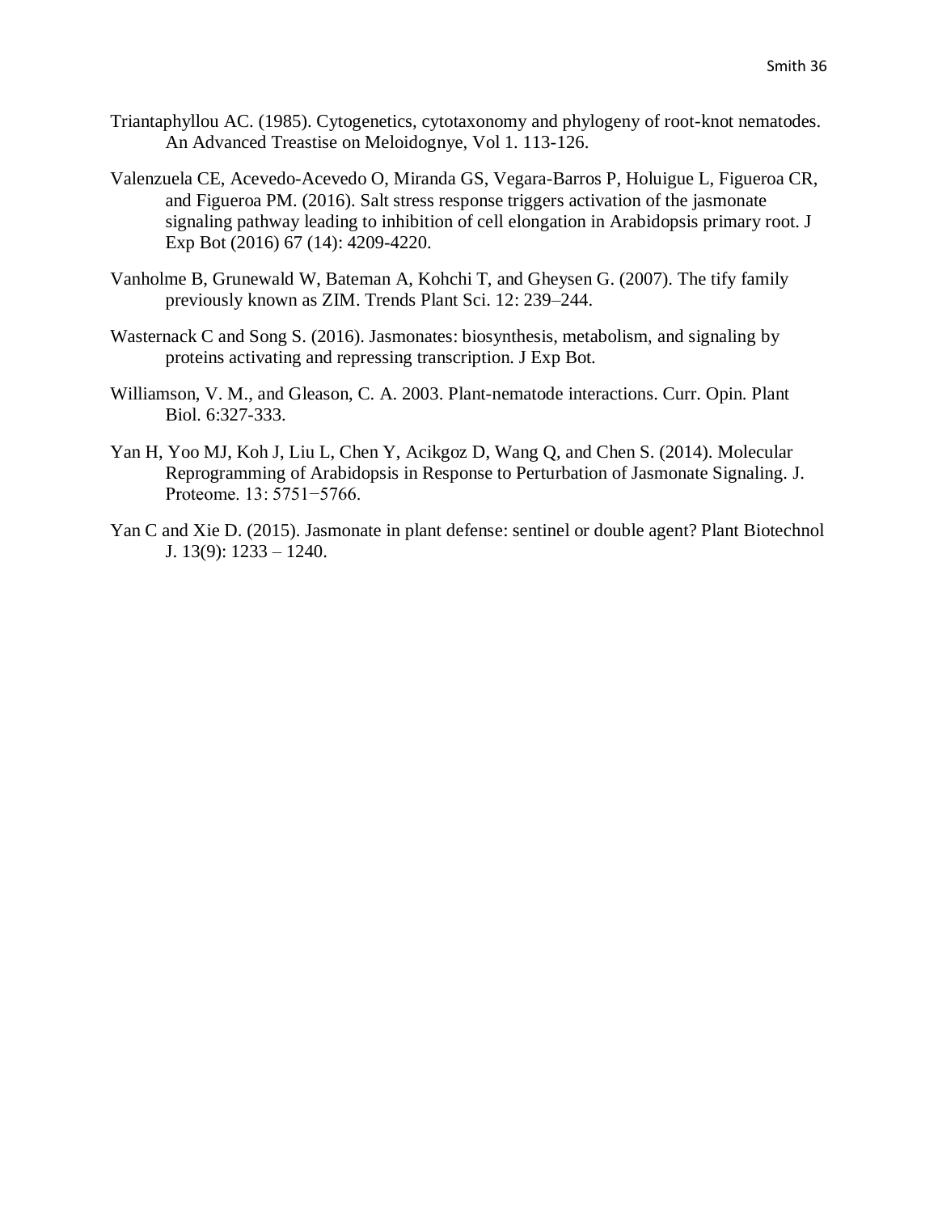Triantaphyllou AC. (1985). Cytogenetics, cytotaxonomy and phylogeny of root-knot nematodes. An Advanced Treastise on Meloidognye, Vol 1. 113-126.

Valenzuela CE, Acevedo-Acevedo O, Miranda GS, Vegara-Barros P, Holuigue L, Figueroa CR, and Figueroa PM. (2016). Salt stress response triggers activation of the jasmonate signaling pathway leading to inhibition of cell elongation in Arabidopsis primary root. J Exp Bot (2016) 67 (14): 4209-4220.

Vanholme B, Grunewald W, Bateman A, Kohchi T, and Gheysen G. (2007). The tify family previously known as ZIM. Trends Plant Sci. 12: 239–244.

Wasternack C and Song S. (2016). Jasmonates: biosynthesis, metabolism, and signaling by proteins activating and repressing transcription. J Exp Bot.

Williamson, V. M., and Gleason, C. A. 2003. Plant-nematode interactions. Curr. Opin. Plant Biol. 6:327-333.

Yan H, Yoo MJ, Koh J, Liu L, Chen Y, Acikgoz D, Wang Q, and Chen S. (2014). Molecular Reprogramming of Arabidopsis in Response to Perturbation of Jasmonate Signaling. J. Proteome. 13: 5751−5766.

Yan C and Xie D. (2015). Jasmonate in plant defense: sentinel or double agent? Plant Biotechnol J. 13(9): 1233 – 1240.